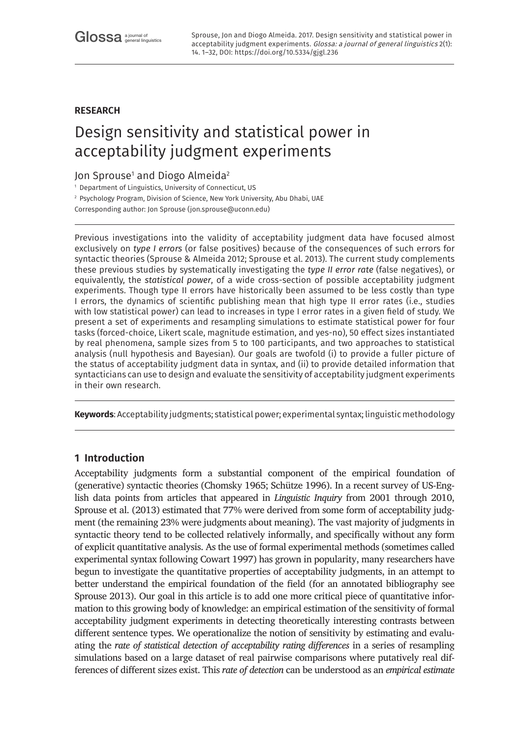Sprouse, Jon and Diogo Almeida. 2017. Design sensitivity and statistical power in acceptability judgment experiments. *Glossa: a journal of general linguistics* 2(1): 14. 1–32, DOI: https://doi.org/10.5334/gjgl.236

**RESEARCH**

# Design sensitivity and statistical power in acceptability judgment experiments

Jon Sprouse[1] and Diogo Almeida[2]

[1] Department of Linguistics, University of Connecticut, US

[2] Psychology Program, Division of Science, New York University, Abu Dhabi, UAE

Corresponding author: Jon Sprouse (jon.sprouse@uconn.edu)

Previous investigations into the validity of acceptability judgment data have focused almost exclusively on *type I errors* (or false positives) because of the consequences of such errors for syntactic theories (Sprouse & Almeida 2012; Sprouse et al. 2013). The current study complements these previous studies by systematically investigating the *type II error rate* (false negatives), or equivalently, the *statistical power*, of a wide cross-section of possible acceptability judgment experiments. Though type II errors have historically been assumed to be less costly than type I errors, the dynamics of scientific publishing mean that high type II error rates (i.e., studies with low statistical power) can lead to increases in type I error rates in a given field of study. We present a set of experiments and resampling simulations to estimate statistical power for four tasks (forced-choice, Likert scale, magnitude estimation, and yes-no), 50 effect sizes instantiated by real phenomena, sample sizes from 5 to 100 participants, and two approaches to statistical analysis (null hypothesis and Bayesian). Our goals are twofold (i) to provide a fuller picture of the status of acceptability judgment data in syntax, and (ii) to provide detailed information that syntacticians can use to design and evaluate the sensitivity of acceptability judgment experiments in their own research.

**Keywords**: Acceptability judgments; statistical power; experimental syntax; linguistic methodology

## 1 Introduction

Acceptability judgments form a substantial component of the empirical foundation of (generative) syntactic theories (Chomsky 1965; Schütze 1996). In a recent survey of US-English data points from articles that appeared in *Linguistic Inquiry* from 2001 through 2010, Sprouse et al. (2013) estimated that 77% were derived from some form of acceptability judgment (the remaining 23% were judgments about meaning). The vast majority of judgments in syntactic theory tend to be collected relatively informally, and specifically without any form of explicit quantitative analysis. As the use of formal experimental methods (sometimes called experimental syntax following Cowart 1997) has grown in popularity, many researchers have begun to investigate the quantitative properties of acceptability judgments, in an attempt to better understand the empirical foundation of the field (for an annotated bibliography see Sprouse 2013). Our goal in this article is to add one more critical piece of quantitative information to this growing body of knowledge: an empirical estimation of the sensitivity of formal acceptability judgment experiments in detecting theoretically interesting contrasts between different sentence types. We operationalize the notion of sensitivity by estimating and evaluating the *rate of statistical detection of acceptability rating differences* in a series of resampling simulations based on a large dataset of real pairwise comparisons where putatively real differences of different sizes exist. This *rate of detection* can be understood as an *empirical estimate*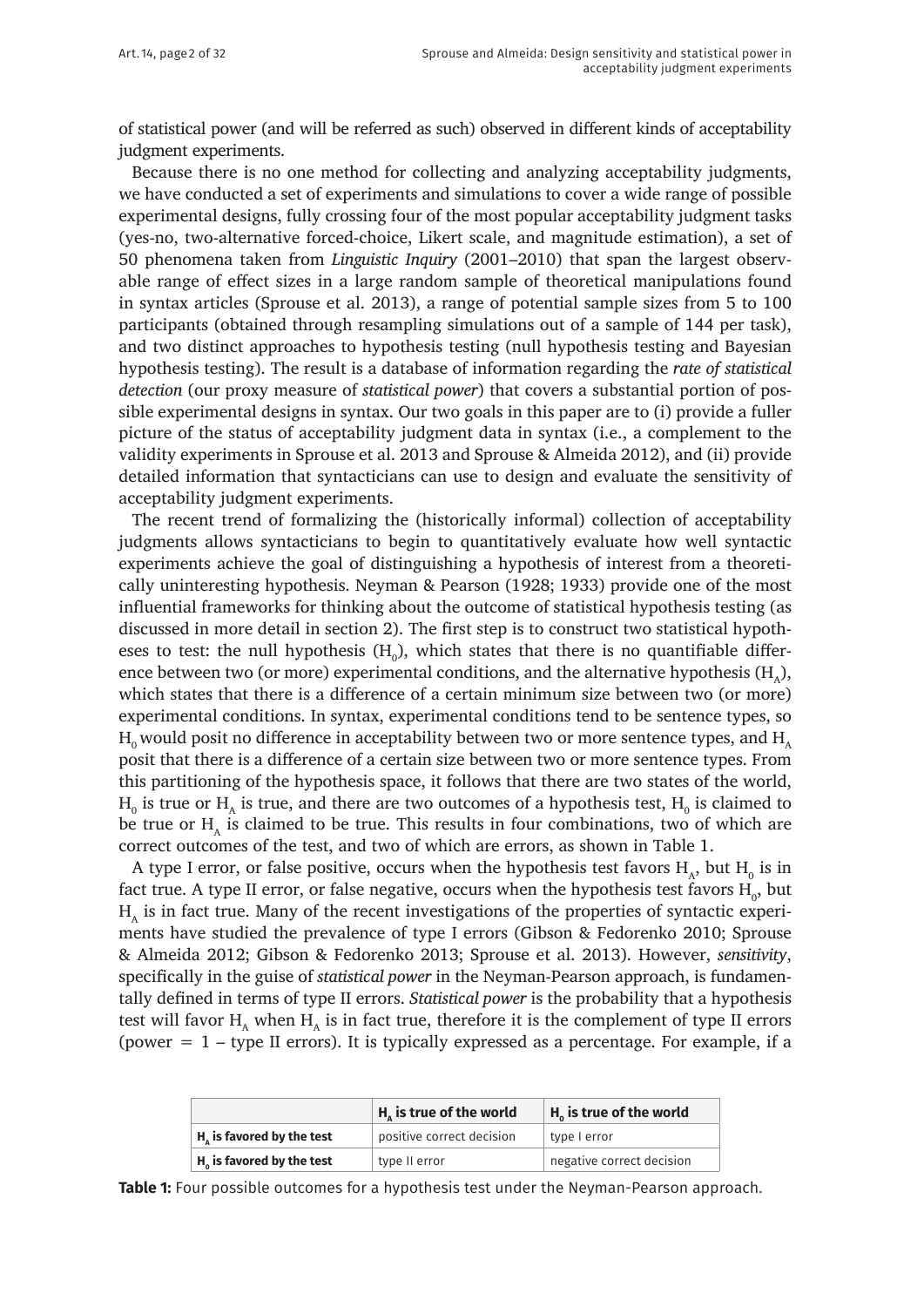of statistical power (and will be referred as such) observed in different kinds of acceptability judgment experiments.

Because there is no one method for collecting and analyzing acceptability judgments, we have conducted a set of experiments and simulations to cover a wide range of possible experimental designs, fully crossing four of the most popular acceptability judgment tasks (yes-no, two-alternative forced-choice, Likert scale, and magnitude estimation), a set of 50 phenomena taken from *Linguistic Inquiry* (2001–2010) that span the largest observable range of effect sizes in a large random sample of theoretical manipulations found in syntax articles (Sprouse et al. 2013), a range of potential sample sizes from 5 to 100 participants (obtained through resampling simulations out of a sample of 144 per task), and two distinct approaches to hypothesis testing (null hypothesis testing and Bayesian hypothesis testing). The result is a database of information regarding the *rate of statistical detection* (our proxy measure of *statistical power*) that covers a substantial portion of possible experimental designs in syntax. Our two goals in this paper are to (i) provide a fuller picture of the status of acceptability judgment data in syntax (i.e., a complement to the validity experiments in Sprouse et al. 2013 and Sprouse & Almeida 2012), and (ii) provide detailed information that syntacticians can use to design and evaluate the sensitivity of acceptability judgment experiments.

The recent trend of formalizing the (historically informal) collection of acceptability judgments allows syntacticians to begin to quantitatively evaluate how well syntactic experiments achieve the goal of distinguishing a hypothesis of interest from a theoretically uninteresting hypothesis. Neyman & Pearson (1928; 1933) provide one of the most influential frameworks for thinking about the outcome of statistical hypothesis testing (as discussed in more detail in section 2). The first step is to construct two statistical hypotheses to test: the null hypothesis ($H_0$), which states that there is no quantifiable difference between two (or more) experimental conditions, and the alternative hypothesis ($H_A$), which states that there is a difference of a certain minimum size between two (or more) experimental conditions. In syntax, experimental conditions tend to be sentence types, so $H_0$ would posit no difference in acceptability between two or more sentence types, and $H_A$ posit that there is a difference of a certain size between two or more sentence types. From this partitioning of the hypothesis space, it follows that there are two states of the world, $H_0$ is true or $H_A$ is true, and there are two outcomes of a hypothesis test, $H_0$ is claimed to be true or $H_A$ is claimed to be true. This results in four combinations, two of which are correct outcomes of the test, and two of which are errors, as shown in Table 1.

A type I error, or false positive, occurs when the hypothesis test favors $H_A$, but $H_0$ is in fact true. A type II error, or false negative, occurs when the hypothesis test favors $H_0$, but $H_A$ is in fact true. Many of the recent investigations of the properties of syntactic experiments have studied the prevalence of type I errors (Gibson & Fedorenko 2010; Sprouse & Almeida 2012; Gibson & Fedorenko 2013; Sprouse et al. 2013). However, *sensitivity*, specifically in the guise of *statistical power* in the Neyman-Pearson approach, is fundamentally defined in terms of type II errors. *Statistical power* is the probability that a hypothesis test will favor $H_A$ when $H_A$ is in fact true, therefore it is the complement of type II errors (power = 1 – type II errors). It is typically expressed as a percentage. For example, if a

| | **$H_A$ is true of the world** | **$H_0$ is true of the world** |
|---|---|---|
| **$H_A$ is favored by the test** | positive correct decision | type I error |
| **$H_0$ is favored by the test** | type II error | negative correct decision |

**Table 1:** Four possible outcomes for a hypothesis test under the Neyman-Pearson approach.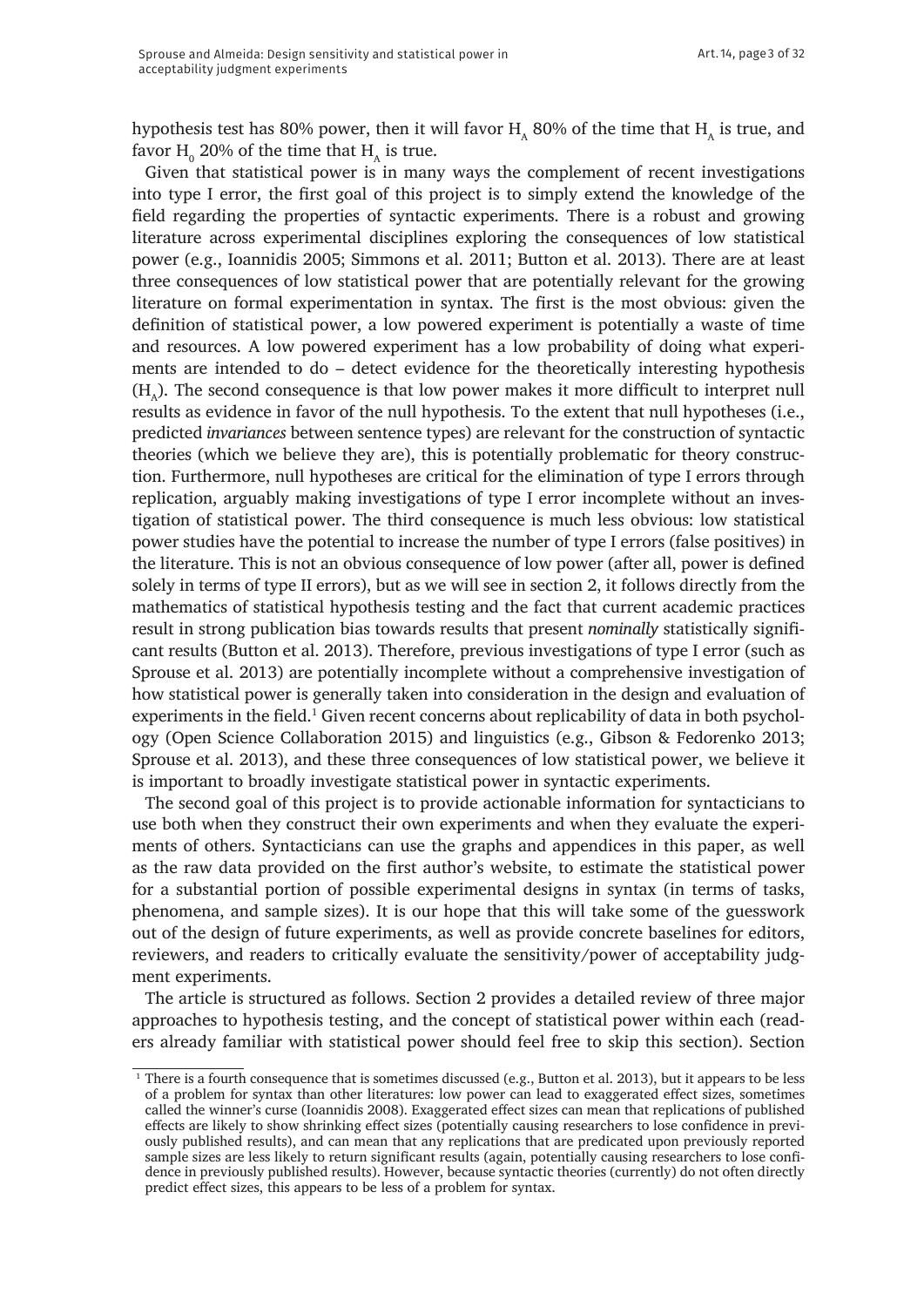hypothesis test has 80% power, then it will favor $H_A$ 80% of the time that $H_A$ is true, and favor $H_0$ 20% of the time that $H_A$ is true.

Given that statistical power is in many ways the complement of recent investigations into type I error, the first goal of this project is to simply extend the knowledge of the field regarding the properties of syntactic experiments. There is a robust and growing literature across experimental disciplines exploring the consequences of low statistical power (e.g., Ioannidis 2005; Simmons et al. 2011; Button et al. 2013). There are at least three consequences of low statistical power that are potentially relevant for the growing literature on formal experimentation in syntax. The first is the most obvious: given the definition of statistical power, a low powered experiment is potentially a waste of time and resources. A low powered experiment has a low probability of doing what experiments are intended to do – detect evidence for the theoretically interesting hypothesis ($H_A$). The second consequence is that low power makes it more difficult to interpret null results as evidence in favor of the null hypothesis. To the extent that null hypotheses (i.e., predicted *invariances* between sentence types) are relevant for the construction of syntactic theories (which we believe they are), this is potentially problematic for theory construction. Furthermore, null hypotheses are critical for the elimination of type I errors through replication, arguably making investigations of type I error incomplete without an investigation of statistical power. The third consequence is much less obvious: low statistical power studies have the potential to increase the number of type I errors (false positives) in the literature. This is not an obvious consequence of low power (after all, power is defined solely in terms of type II errors), but as we will see in section 2, it follows directly from the mathematics of statistical hypothesis testing and the fact that current academic practices result in strong publication bias towards results that present *nominally* statistically significant results (Button et al. 2013). Therefore, previous investigations of type I error (such as Sprouse et al. 2013) are potentially incomplete without a comprehensive investigation of how statistical power is generally taken into consideration in the design and evaluation of experiments in the field.[1] Given recent concerns about replicability of data in both psychology (Open Science Collaboration 2015) and linguistics (e.g., Gibson & Fedorenko 2013; Sprouse et al. 2013), and these three consequences of low statistical power, we believe it is important to broadly investigate statistical power in syntactic experiments.

The second goal of this project is to provide actionable information for syntacticians to use both when they construct their own experiments and when they evaluate the experiments of others. Syntacticians can use the graphs and appendices in this paper, as well as the raw data provided on the first author's website, to estimate the statistical power for a substantial portion of possible experimental designs in syntax (in terms of tasks, phenomena, and sample sizes). It is our hope that this will take some of the guesswork out of the design of future experiments, as well as provide concrete baselines for editors, reviewers, and readers to critically evaluate the sensitivity/power of acceptability judgment experiments.

The article is structured as follows. Section 2 provides a detailed review of three major approaches to hypothesis testing, and the concept of statistical power within each (readers already familiar with statistical power should feel free to skip this section). Section

[1] There is a fourth consequence that is sometimes discussed (e.g., Button et al. 2013), but it appears to be less of a problem for syntax than other literatures: low power can lead to exaggerated effect sizes, sometimes called the winner's curse (Ioannidis 2008). Exaggerated effect sizes can mean that replications of published effects are likely to show shrinking effect sizes (potentially causing researchers to lose confidence in previously published results), and can mean that any replications that are predicated upon previously reported sample sizes are less likely to return significant results (again, potentially causing researchers to lose confidence in previously published results). However, because syntactic theories (currently) do not often directly predict effect sizes, this appears to be less of a problem for syntax.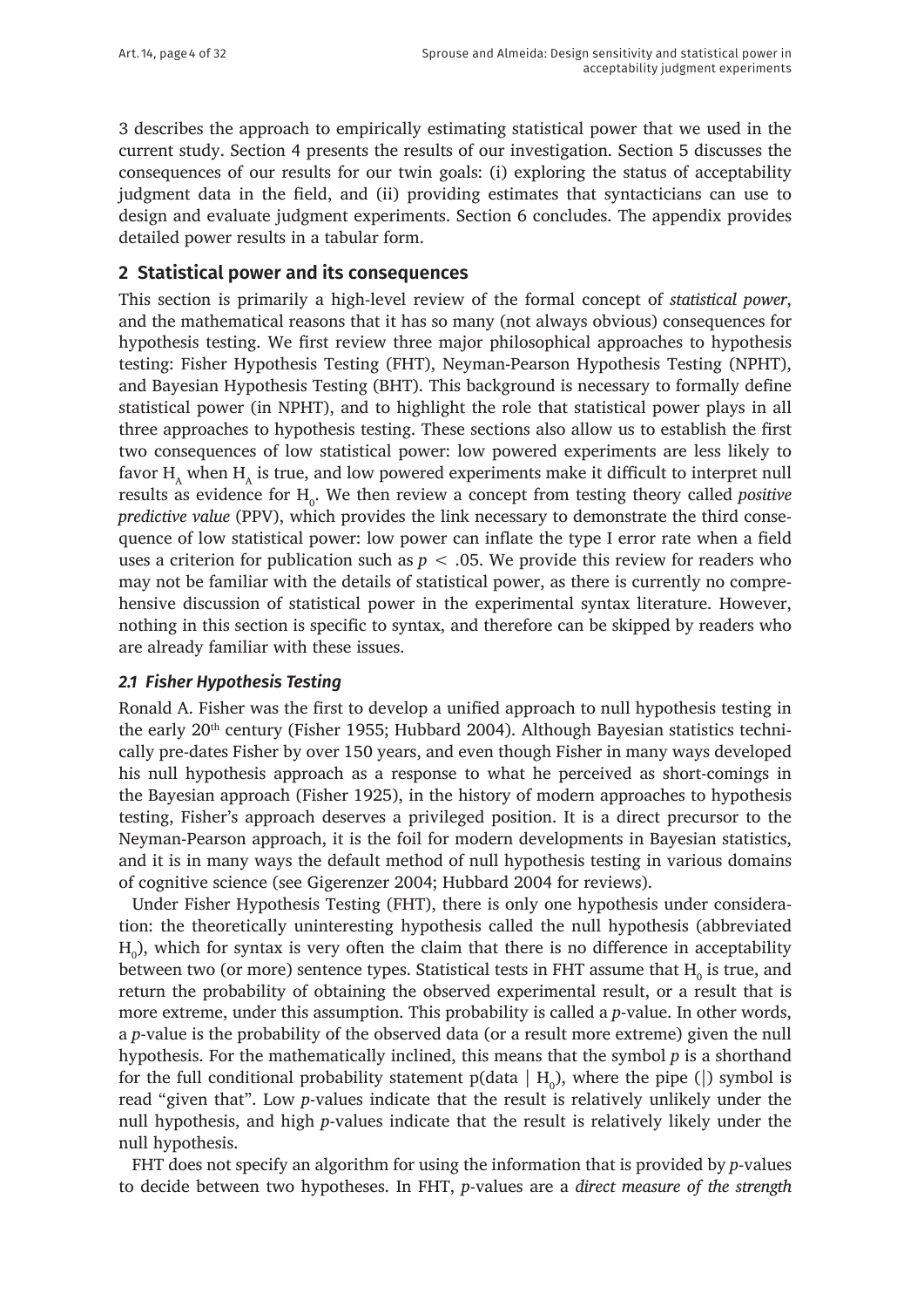3 describes the approach to empirically estimating statistical power that we used in the current study. Section 4 presents the results of our investigation. Section 5 discusses the consequences of our results for our twin goals: (i) exploring the status of acceptability judgment data in the field, and (ii) providing estimates that syntacticians can use to design and evaluate judgment experiments. Section 6 concludes. The appendix provides detailed power results in a tabular form.

## 2 Statistical power and its consequences

This section is primarily a high-level review of the formal concept of *statistical power*, and the mathematical reasons that it has so many (not always obvious) consequences for hypothesis testing. We first review three major philosophical approaches to hypothesis testing: Fisher Hypothesis Testing (FHT), Neyman-Pearson Hypothesis Testing (NPHT), and Bayesian Hypothesis Testing (BHT). This background is necessary to formally define statistical power (in NPHT), and to highlight the role that statistical power plays in all three approaches to hypothesis testing. These sections also allow us to establish the first two consequences of low statistical power: low powered experiments are less likely to favor $H_A$ when $H_A$ is true, and low powered experiments make it difficult to interpret null results as evidence for $H_0$. We then review a concept from testing theory called *positive predictive value* (PPV), which provides the link necessary to demonstrate the third consequence of low statistical power: low power can inflate the type I error rate when a field uses a criterion for publication such as $p < .05$. We provide this review for readers who may not be familiar with the details of statistical power, as there is currently no comprehensive discussion of statistical power in the experimental syntax literature. However, nothing in this section is specific to syntax, and therefore can be skipped by readers who are already familiar with these issues.

### *2.1 Fisher Hypothesis Testing*

Ronald A. Fisher was the first to develop a unified approach to null hypothesis testing in the early 20th century (Fisher 1955; Hubbard 2004). Although Bayesian statistics technically pre-dates Fisher by over 150 years, and even though Fisher in many ways developed his null hypothesis approach as a response to what he perceived as short-comings in the Bayesian approach (Fisher 1925), in the history of modern approaches to hypothesis testing, Fisher's approach deserves a privileged position. It is a direct precursor to the Neyman-Pearson approach, it is the foil for modern developments in Bayesian statistics, and it is in many ways the default method of null hypothesis testing in various domains of cognitive science (see Gigerenzer 2004; Hubbard 2004 for reviews).

Under Fisher Hypothesis Testing (FHT), there is only one hypothesis under consideration: the theoretically uninteresting hypothesis called the null hypothesis (abbreviated $H_0$), which for syntax is very often the claim that there is no difference in acceptability between two (or more) sentence types. Statistical tests in FHT assume that $H_0$ is true, and return the probability of obtaining the observed experimental result, or a result that is more extreme, under this assumption. This probability is called a *p*-value. In other words, a *p*-value is the probability of the observed data (or a result more extreme) given the null hypothesis. For the mathematically inclined, this means that the symbol *p* is a shorthand for the full conditional probability statement $p(\text{data} \mid H_0)$, where the pipe (|) symbol is read "given that". Low *p*-values indicate that the result is relatively unlikely under the null hypothesis, and high *p*-values indicate that the result is relatively likely under the null hypothesis.

FHT does not specify an algorithm for using the information that is provided by *p*-values to decide between two hypotheses. In FHT, *p*-values are a *direct measure of the strength*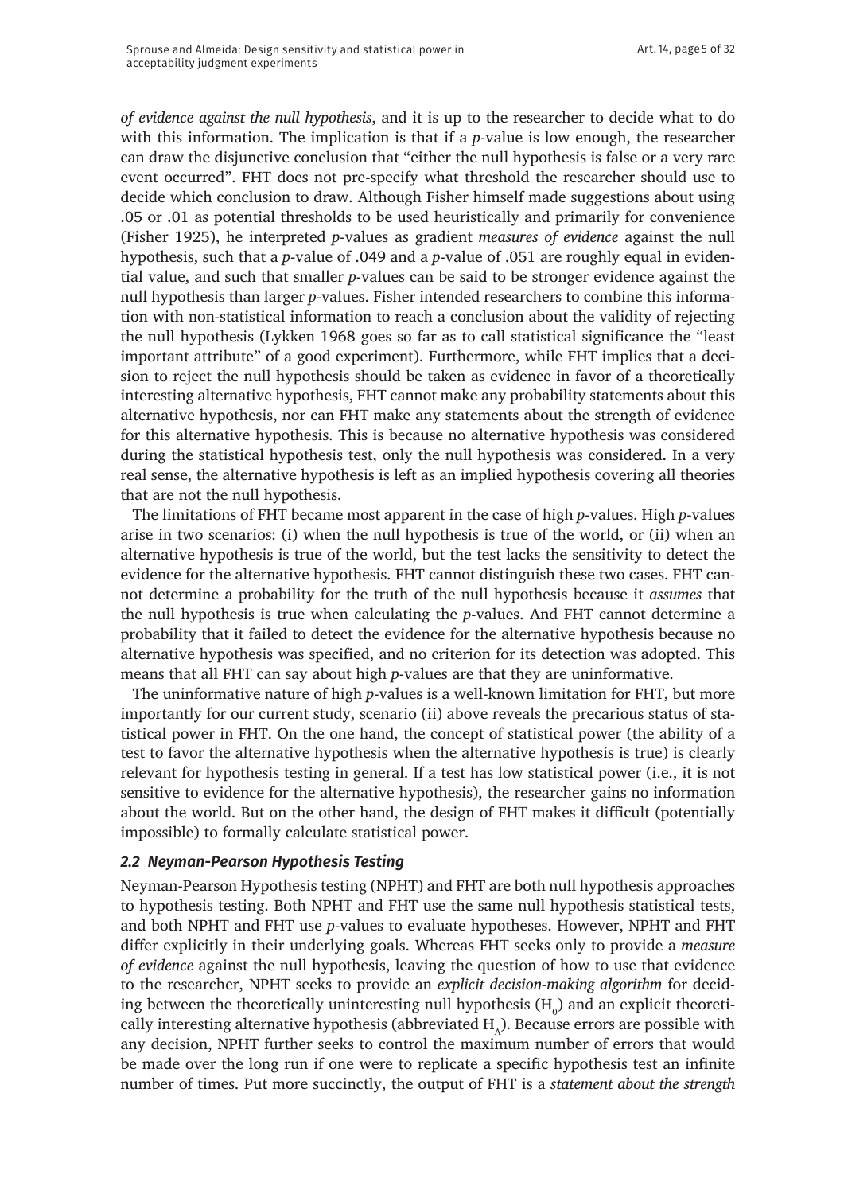*of evidence against the null hypothesis*, and it is up to the researcher to decide what to do with this information. The implication is that if a *p*-value is low enough, the researcher can draw the disjunctive conclusion that "either the null hypothesis is false or a very rare event occurred". FHT does not pre-specify what threshold the researcher should use to decide which conclusion to draw. Although Fisher himself made suggestions about using .05 or .01 as potential thresholds to be used heuristically and primarily for convenience (Fisher 1925), he interpreted *p*-values as gradient *measures of evidence* against the null hypothesis, such that a *p*-value of .049 and a *p*-value of .051 are roughly equal in evidential value, and such that smaller *p*-values can be said to be stronger evidence against the null hypothesis than larger *p*-values. Fisher intended researchers to combine this information with non-statistical information to reach a conclusion about the validity of rejecting the null hypothesis (Lykken 1968 goes so far as to call statistical significance the "least important attribute" of a good experiment). Furthermore, while FHT implies that a decision to reject the null hypothesis should be taken as evidence in favor of a theoretically interesting alternative hypothesis, FHT cannot make any probability statements about this alternative hypothesis, nor can FHT make any statements about the strength of evidence for this alternative hypothesis. This is because no alternative hypothesis was considered during the statistical hypothesis test, only the null hypothesis was considered. In a very real sense, the alternative hypothesis is left as an implied hypothesis covering all theories that are not the null hypothesis.

The limitations of FHT became most apparent in the case of high *p*-values. High *p*-values arise in two scenarios: (i) when the null hypothesis is true of the world, or (ii) when an alternative hypothesis is true of the world, but the test lacks the sensitivity to detect the evidence for the alternative hypothesis. FHT cannot distinguish these two cases. FHT cannot determine a probability for the truth of the null hypothesis because it *assumes* that the null hypothesis is true when calculating the *p*-values. And FHT cannot determine a probability that it failed to detect the evidence for the alternative hypothesis because no alternative hypothesis was specified, and no criterion for its detection was adopted. This means that all FHT can say about high *p*-values are that they are uninformative.

The uninformative nature of high *p*-values is a well-known limitation for FHT, but more importantly for our current study, scenario (ii) above reveals the precarious status of statistical power in FHT. On the one hand, the concept of statistical power (the ability of a test to favor the alternative hypothesis when the alternative hypothesis is true) is clearly relevant for hypothesis testing in general. If a test has low statistical power (i.e., it is not sensitive to evidence for the alternative hypothesis), the researcher gains no information about the world. But on the other hand, the design of FHT makes it difficult (potentially impossible) to formally calculate statistical power.

### *2.2 Neyman-Pearson Hypothesis Testing*

Neyman-Pearson Hypothesis testing (NPHT) and FHT are both null hypothesis approaches to hypothesis testing. Both NPHT and FHT use the same null hypothesis statistical tests, and both NPHT and FHT use *p*-values to evaluate hypotheses. However, NPHT and FHT differ explicitly in their underlying goals. Whereas FHT seeks only to provide a *measure of evidence* against the null hypothesis, leaving the question of how to use that evidence to the researcher, NPHT seeks to provide an *explicit decision-making algorithm* for deciding between the theoretically uninteresting null hypothesis ($H_0$) and an explicit theoretically interesting alternative hypothesis (abbreviated $H_A$). Because errors are possible with any decision, NPHT further seeks to control the maximum number of errors that would be made over the long run if one were to replicate a specific hypothesis test an infinite number of times. Put more succinctly, the output of FHT is a *statement about the strength*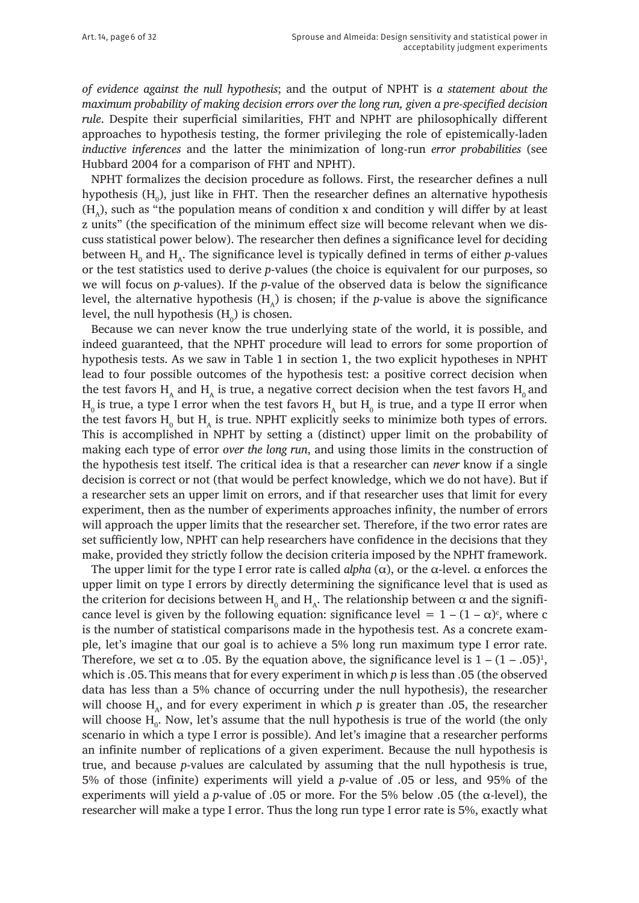*of evidence against the null hypothesis*; and the output of NPHT is *a statement about the maximum probability of making decision errors over the long run, given a pre-specified decision rule*. Despite their superficial similarities, FHT and NPHT are philosophically different approaches to hypothesis testing, the former privileging the role of epistemically-laden *inductive inferences* and the latter the minimization of long-run *error probabilities* (see Hubbard 2004 for a comparison of FHT and NPHT).

NPHT formalizes the decision procedure as follows. First, the researcher defines a null hypothesis ($H_0$), just like in FHT. Then the researcher defines an alternative hypothesis ($H_A$), such as "the population means of condition x and condition y will differ by at least z units" (the specification of the minimum effect size will become relevant when we discuss statistical power below). The researcher then defines a significance level for deciding between $H_0$ and $H_A$. The significance level is typically defined in terms of either *p*-values or the test statistics used to derive *p*-values (the choice is equivalent for our purposes, so we will focus on *p*-values). If the *p*-value of the observed data is below the significance level, the alternative hypothesis ($H_A$) is chosen; if the *p*-value is above the significance level, the null hypothesis ($H_0$) is chosen.

Because we can never know the true underlying state of the world, it is possible, and indeed guaranteed, that the NPHT procedure will lead to errors for some proportion of hypothesis tests. As we saw in Table 1 in section 1, the two explicit hypotheses in NPHT lead to four possible outcomes of the hypothesis test: a positive correct decision when the test favors $H_A$ and $H_A$ is true, a negative correct decision when the test favors $H_0$ and $H_0$ is true, a type I error when the test favors $H_A$ but $H_0$ is true, and a type II error when the test favors $H_0$ but $H_A$ is true. NPHT explicitly seeks to minimize both types of errors. This is accomplished in NPHT by setting a (distinct) upper limit on the probability of making each type of error *over the long run*, and using those limits in the construction of the hypothesis test itself. The critical idea is that a researcher can *never* know if a single decision is correct or not (that would be perfect knowledge, which we do not have). But if a researcher sets an upper limit on errors, and if that researcher uses that limit for every experiment, then as the number of experiments approaches infinity, the number of errors will approach the upper limits that the researcher set. Therefore, if the two error rates are set sufficiently low, NPHT can help researchers have confidence in the decisions that they make, provided they strictly follow the decision criteria imposed by the NPHT framework.

The upper limit for the type I error rate is called *alpha* ($\alpha$), or the $\alpha$-level. $\alpha$ enforces the upper limit on type I errors by directly determining the significance level that is used as the criterion for decisions between $H_0$ and $H_A$. The relationship between $\alpha$ and the significance level is given by the following equation: significance level $= 1 - (1 - \alpha)^c$, where c is the number of statistical comparisons made in the hypothesis test. As a concrete example, let's imagine that our goal is to achieve a 5% long run maximum type I error rate. Therefore, we set $\alpha$ to .05. By the equation above, the significance level is $1 - (1 - .05)^1$, which is .05. This means that for every experiment in which *p* is less than .05 (the observed data has less than a 5% chance of occurring under the null hypothesis), the researcher will choose $H_A$, and for every experiment in which *p* is greater than .05, the researcher will choose $H_0$. Now, let's assume that the null hypothesis is true of the world (the only scenario in which a type I error is possible). And let's imagine that a researcher performs an infinite number of replications of a given experiment. Because the null hypothesis is true, and because *p*-values are calculated by assuming that the null hypothesis is true, 5% of those (infinite) experiments will yield a *p*-value of .05 or less, and 95% of the experiments will yield a *p*-value of .05 or more. For the 5% below .05 (the $\alpha$-level), the researcher will make a type I error. Thus the long run type I error rate is 5%, exactly what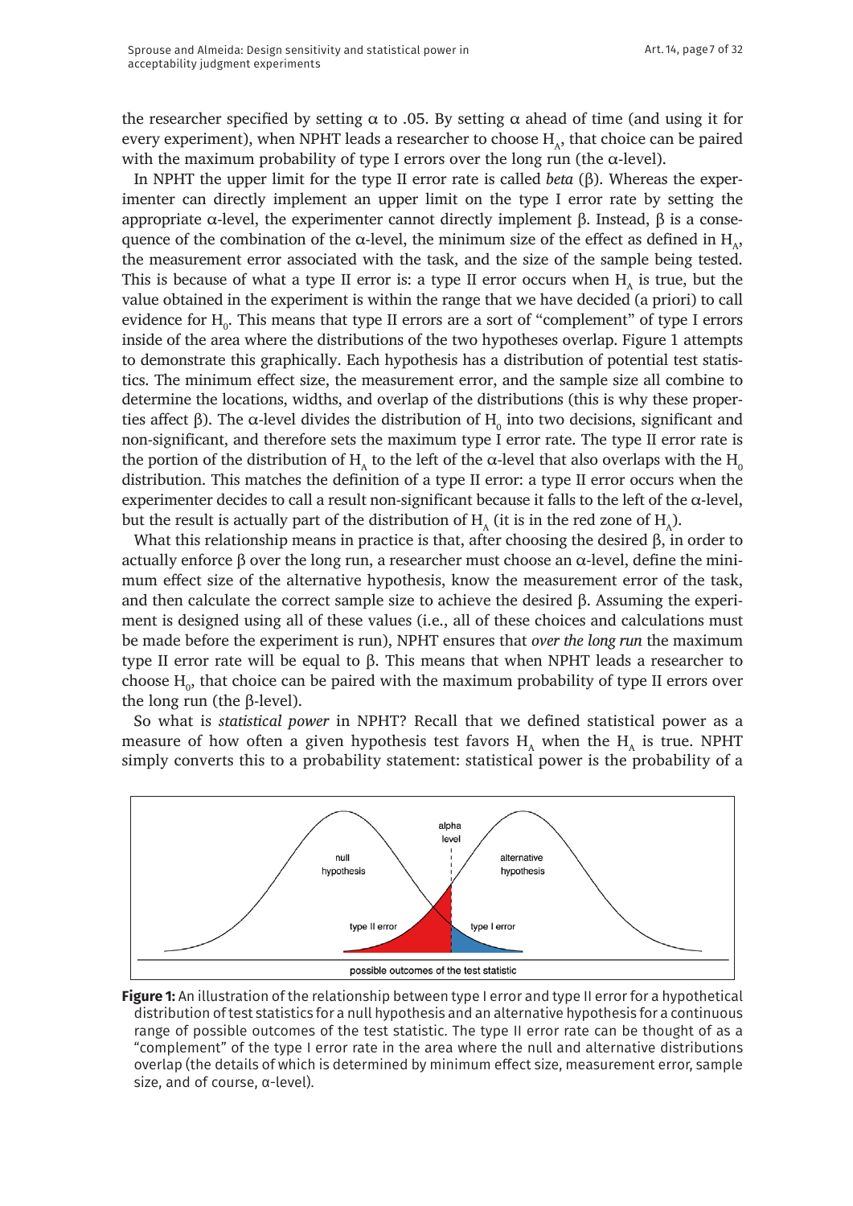the researcher specified by setting $\alpha$ to .05. By setting $\alpha$ ahead of time (and using it for every experiment), when NPHT leads a researcher to choose $H_A$, that choice can be paired with the maximum probability of type I errors over the long run (the $\alpha$-level).

In NPHT the upper limit for the type II error rate is called *beta* ($\beta$). Whereas the experimenter can directly implement an upper limit on the type I error rate by setting the appropriate $\alpha$-level, the experimenter cannot directly implement $\beta$. Instead, $\beta$ is a consequence of the combination of the $\alpha$-level, the minimum size of the effect as defined in $H_A$, the measurement error associated with the task, and the size of the sample being tested. This is because of what a type II error is: a type II error occurs when $H_A$ is true, but the value obtained in the experiment is within the range that we have decided (a priori) to call evidence for $H_0$. This means that type II errors are a sort of "complement" of type I errors inside of the area where the distributions of the two hypotheses overlap. Figure 1 attempts to demonstrate this graphically. Each hypothesis has a distribution of potential test statistics. The minimum effect size, the measurement error, and the sample size all combine to determine the locations, widths, and overlap of the distributions (this is why these properties affect $\beta$). The $\alpha$-level divides the distribution of $H_0$ into two decisions, significant and non-significant, and therefore sets the maximum type I error rate. The type II error rate is the portion of the distribution of $H_A$ to the left of the $\alpha$-level that also overlaps with the $H_0$ distribution. This matches the definition of a type II error: a type II error occurs when the experimenter decides to call a result non-significant because it falls to the left of the $\alpha$-level, but the result is actually part of the distribution of $H_A$ (it is in the red zone of $H_A$).

What this relationship means in practice is that, after choosing the desired $\beta$, in order to actually enforce $\beta$ over the long run, a researcher must choose an $\alpha$-level, define the minimum effect size of the alternative hypothesis, know the measurement error of the task, and then calculate the correct sample size to achieve the desired $\beta$. Assuming the experiment is designed using all of these values (i.e., all of these choices and calculations must be made before the experiment is run), NPHT ensures that *over the long run* the maximum type II error rate will be equal to $\beta$. This means that when NPHT leads a researcher to choose $H_0$, that choice can be paired with the maximum probability of type II errors over the long run (the $\beta$-level).

So what is *statistical power* in NPHT? Recall that we defined statistical power as a measure of how often a given hypothesis test favors $H_A$ when the $H_A$ is true. NPHT simply converts this to a probability statement: statistical power is the probability of a

**Figure 1:** An illustration of the relationship between type I error and type II error for a hypothetical distribution of test statistics for a null hypothesis and an alternative hypothesis for a continuous range of possible outcomes of the test statistic. The type II error rate can be thought of as a "complement" of the type I error rate in the area where the null and alternative distributions overlap (the details of which is determined by minimum effect size, measurement error, sample size, and of course, α-level).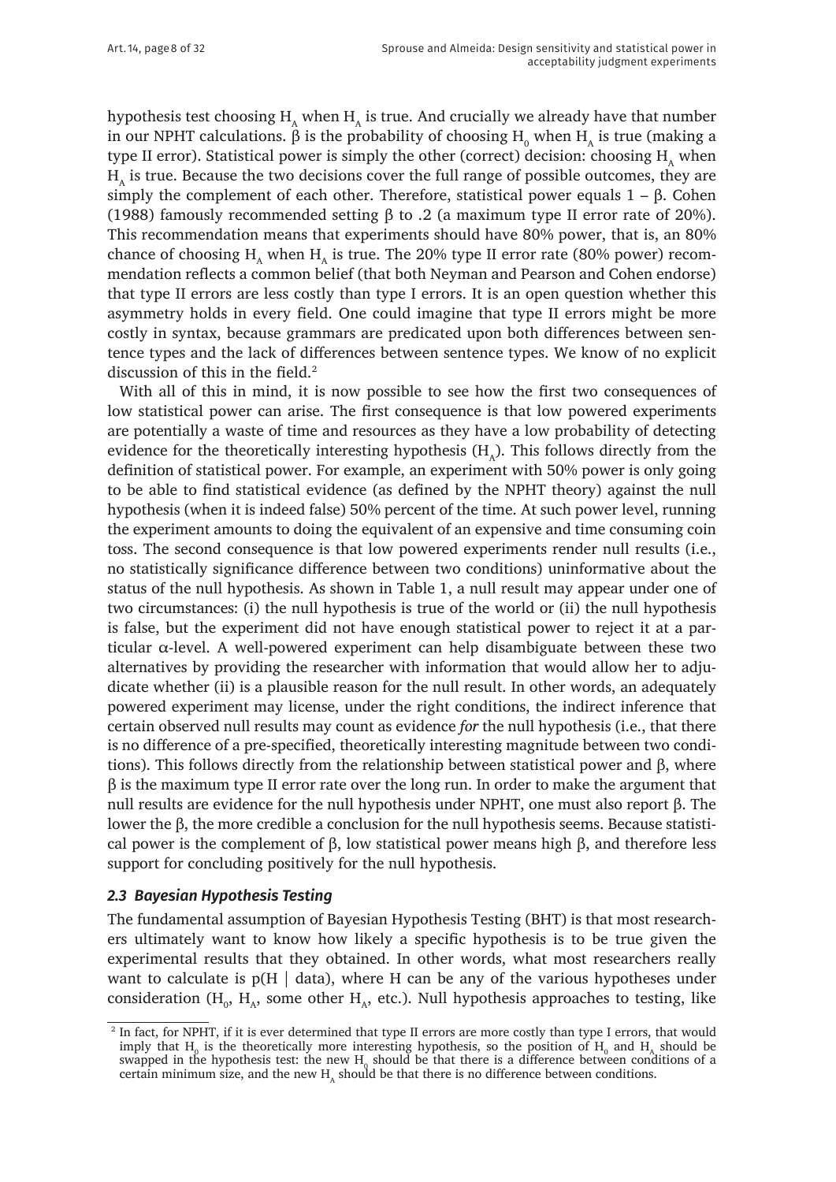hypothesis test choosing $H_A$ when $H_A$ is true. And crucially we already have that number in our NPHT calculations. $\beta$ is the probability of choosing $H_0$ when $H_A$ is true (making a type II error). Statistical power is simply the other (correct) decision: choosing $H_A$ when $H_A$ is true. Because the two decisions cover the full range of possible outcomes, they are simply the complement of each other. Therefore, statistical power equals $1 - \beta$. Cohen (1988) famously recommended setting $\beta$ to .2 (a maximum type II error rate of 20%). This recommendation means that experiments should have 80% power, that is, an 80% chance of choosing $H_A$ when $H_A$ is true. The 20% type II error rate (80% power) recommendation reflects a common belief (that both Neyman and Pearson and Cohen endorse) that type II errors are less costly than type I errors. It is an open question whether this asymmetry holds in every field. One could imagine that type II errors might be more costly in syntax, because grammars are predicated upon both differences between sentence types and the lack of differences between sentence types. We know of no explicit discussion of this in the field.[2]

With all of this in mind, it is now possible to see how the first two consequences of low statistical power can arise. The first consequence is that low powered experiments are potentially a waste of time and resources as they have a low probability of detecting evidence for the theoretically interesting hypothesis ($H_A$). This follows directly from the definition of statistical power. For example, an experiment with 50% power is only going to be able to find statistical evidence (as defined by the NPHT theory) against the null hypothesis (when it is indeed false) 50% percent of the time. At such power level, running the experiment amounts to doing the equivalent of an expensive and time consuming coin toss. The second consequence is that low powered experiments render null results (i.e., no statistically significance difference between two conditions) uninformative about the status of the null hypothesis. As shown in Table 1, a null result may appear under one of two circumstances: (i) the null hypothesis is true of the world or (ii) the null hypothesis is false, but the experiment did not have enough statistical power to reject it at a particular $\alpha$-level. A well-powered experiment can help disambiguate between these two alternatives by providing the researcher with information that would allow her to adjudicate whether (ii) is a plausible reason for the null result. In other words, an adequately powered experiment may license, under the right conditions, the indirect inference that certain observed null results may count as evidence *for* the null hypothesis (i.e., that there is no difference of a pre-specified, theoretically interesting magnitude between two conditions). This follows directly from the relationship between statistical power and $\beta$, where $\beta$ is the maximum type II error rate over the long run. In order to make the argument that null results are evidence for the null hypothesis under NPHT, one must also report $\beta$. The lower the $\beta$, the more credible a conclusion for the null hypothesis seems. Because statistical power is the complement of $\beta$, low statistical power means high $\beta$, and therefore less support for concluding positively for the null hypothesis.

### 2.3 Bayesian Hypothesis Testing

The fundamental assumption of Bayesian Hypothesis Testing (BHT) is that most researchers ultimately want to know how likely a specific hypothesis is to be true given the experimental results that they obtained. In other words, what most researchers really want to calculate is p(H | data), where H can be any of the various hypotheses under consideration ($H_0$, $H_A$, some other $H_A$, etc.). Null hypothesis approaches to testing, like

[2] In fact, for NPHT, if it is ever determined that type II errors are more costly than type I errors, that would imply that $H_0$ is the theoretically more interesting hypothesis, so the position of $H_0$ and $H_A$ should be swapped in the hypothesis test: the new $H_0$ should be that there is a difference between conditions of a certain minimum size, and the new $H_A$ should be that there is no difference between conditions.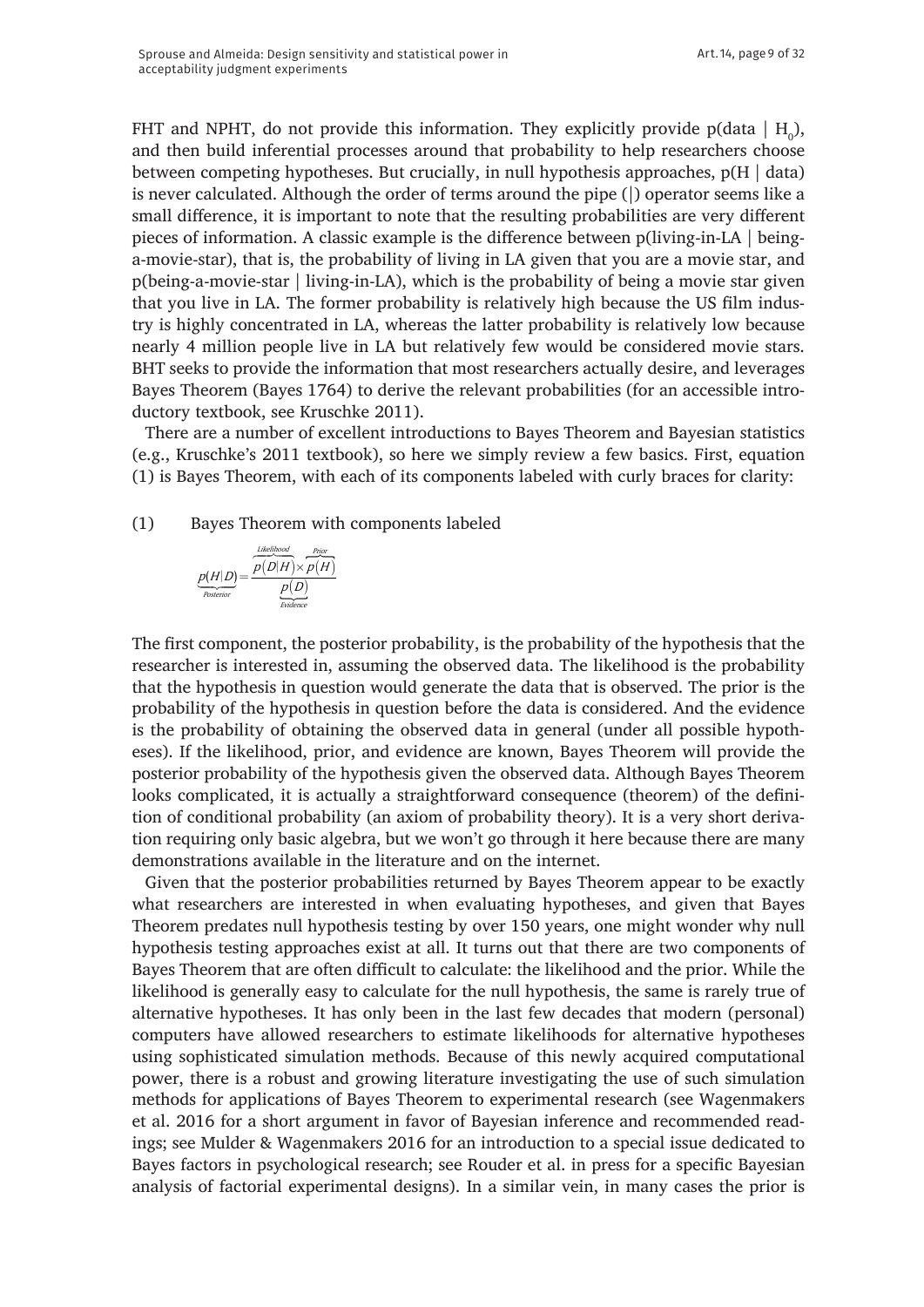FHT and NPHT, do not provide this information. They explicitly provide p(data | $H_0$), and then build inferential processes around that probability to help researchers choose between competing hypotheses. But crucially, in null hypothesis approaches, p(H | data) is never calculated. Although the order of terms around the pipe (|) operator seems like a small difference, it is important to note that the resulting probabilities are very different pieces of information. A classic example is the difference between p(living-in-LA | being-a-movie-star), that is, the probability of living in LA given that you are a movie star, and p(being-a-movie-star | living-in-LA), which is the probability of being a movie star given that you live in LA. The former probability is relatively high because the US film industry is highly concentrated in LA, whereas the latter probability is relatively low because nearly 4 million people live in LA but relatively few would be considered movie stars. BHT seeks to provide the information that most researchers actually desire, and leverages Bayes Theorem (Bayes 1764) to derive the relevant probabilities (for an accessible introductory textbook, see Kruschke 2011).

There are a number of excellent introductions to Bayes Theorem and Bayesian statistics (e.g., Kruschke's 2011 textbook), so here we simply review a few basics. First, equation (1) is Bayes Theorem, with each of its components labeled with curly braces for clarity:

(1) Bayes Theorem with components labeled

$$\underbrace{p(H|D)}_{Posterior} = \frac{\overbrace{p(D|H)}^{Likelihood} \times \overbrace{p(H)}^{Prior}}{\underbrace{p(D)}_{Evidence}}$$

The first component, the posterior probability, is the probability of the hypothesis that the researcher is interested in, assuming the observed data. The likelihood is the probability that the hypothesis in question would generate the data that is observed. The prior is the probability of the hypothesis in question before the data is considered. And the evidence is the probability of obtaining the observed data in general (under all possible hypotheses). If the likelihood, prior, and evidence are known, Bayes Theorem will provide the posterior probability of the hypothesis given the observed data. Although Bayes Theorem looks complicated, it is actually a straightforward consequence (theorem) of the definition of conditional probability (an axiom of probability theory). It is a very short derivation requiring only basic algebra, but we won't go through it here because there are many demonstrations available in the literature and on the internet.

Given that the posterior probabilities returned by Bayes Theorem appear to be exactly what researchers are interested in when evaluating hypotheses, and given that Bayes Theorem predates null hypothesis testing by over 150 years, one might wonder why null hypothesis testing approaches exist at all. It turns out that there are two components of Bayes Theorem that are often difficult to calculate: the likelihood and the prior. While the likelihood is generally easy to calculate for the null hypothesis, the same is rarely true of alternative hypotheses. It has only been in the last few decades that modern (personal) computers have allowed researchers to estimate likelihoods for alternative hypotheses using sophisticated simulation methods. Because of this newly acquired computational power, there is a robust and growing literature investigating the use of such simulation methods for applications of Bayes Theorem to experimental research (see Wagenmakers et al. 2016 for a short argument in favor of Bayesian inference and recommended readings; see Mulder & Wagenmakers 2016 for an introduction to a special issue dedicated to Bayes factors in psychological research; see Rouder et al. in press for a specific Bayesian analysis of factorial experimental designs). In a similar vein, in many cases the prior is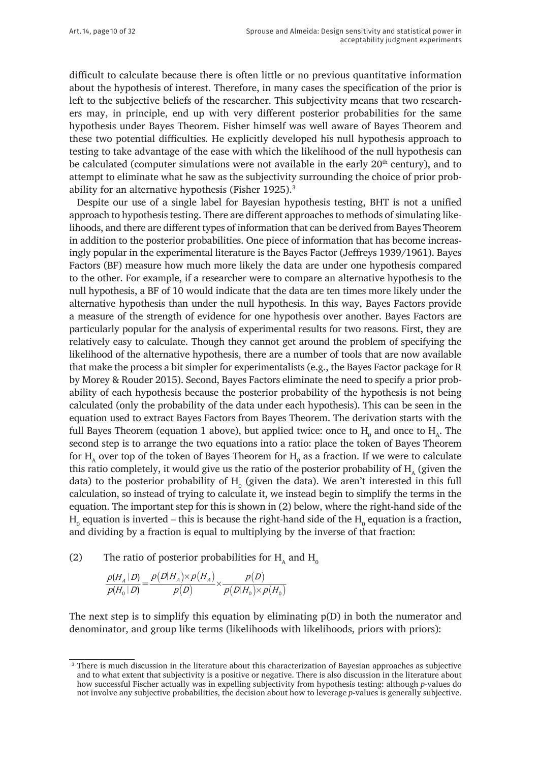difficult to calculate because there is often little or no previous quantitative information about the hypothesis of interest. Therefore, in many cases the specification of the prior is left to the subjective beliefs of the researcher. This subjectivity means that two researchers may, in principle, end up with very different posterior probabilities for the same hypothesis under Bayes Theorem. Fisher himself was well aware of Bayes Theorem and these two potential difficulties. He explicitly developed his null hypothesis approach to testing to take advantage of the ease with which the likelihood of the null hypothesis can be calculated (computer simulations were not available in the early 20th century), and to attempt to eliminate what he saw as the subjectivity surrounding the choice of prior probability for an alternative hypothesis (Fisher 1925).[3]

Despite our use of a single label for Bayesian hypothesis testing, BHT is not a unified approach to hypothesis testing. There are different approaches to methods of simulating likelihoods, and there are different types of information that can be derived from Bayes Theorem in addition to the posterior probabilities. One piece of information that has become increasingly popular in the experimental literature is the Bayes Factor (Jeffreys 1939/1961). Bayes Factors (BF) measure how much more likely the data are under one hypothesis compared to the other. For example, if a researcher were to compare an alternative hypothesis to the null hypothesis, a BF of 10 would indicate that the data are ten times more likely under the alternative hypothesis than under the null hypothesis. In this way, Bayes Factors provide a measure of the strength of evidence for one hypothesis over another. Bayes Factors are particularly popular for the analysis of experimental results for two reasons. First, they are relatively easy to calculate. Though they cannot get around the problem of specifying the likelihood of the alternative hypothesis, there are a number of tools that are now available that make the process a bit simpler for experimentalists (e.g., the Bayes Factor package for R by Morey & Rouder 2015). Second, Bayes Factors eliminate the need to specify a prior probability of each hypothesis because the posterior probability of the hypothesis is not being calculated (only the probability of the data under each hypothesis). This can be seen in the equation used to extract Bayes Factors from Bayes Theorem. The derivation starts with the full Bayes Theorem (equation 1 above), but applied twice: once to $H_0$ and once to $H_A$. The second step is to arrange the two equations into a ratio: place the token of Bayes Theorem for $H_A$ over top of the token of Bayes Theorem for $H_0$ as a fraction. If we were to calculate this ratio completely, it would give us the ratio of the posterior probability of $H_A$ (given the data) to the posterior probability of $H_0$ (given the data). We aren't interested in this full calculation, so instead of trying to calculate it, we instead begin to simplify the terms in the equation. The important step for this is shown in (2) below, where the right-hand side of the $H_0$ equation is inverted – this is because the right-hand side of the $H_0$ equation is a fraction, and dividing by a fraction is equal to multiplying by the inverse of that fraction:

(2) The ratio of posterior probabilities for $H_A$ and $H_0$

$$\frac{p(H_A \mid D)}{p(H_0 \mid D)} = \frac{p(D \mid H_A) \times p(H_A)}{p(D)} \times \frac{p(D)}{p(D \mid H_0) \times p(H_0)}$$

The next step is to simplify this equation by eliminating p(D) in both the numerator and denominator, and group like terms (likelihoods with likelihoods, priors with priors):

[3] There is much discussion in the literature about this characterization of Bayesian approaches as subjective and to what extent that subjectivity is a positive or negative. There is also discussion in the literature about how successful Fischer actually was in expelling subjectivity from hypothesis testing: although *p*-values do not involve any subjective probabilities, the decision about how to leverage *p*-values is generally subjective.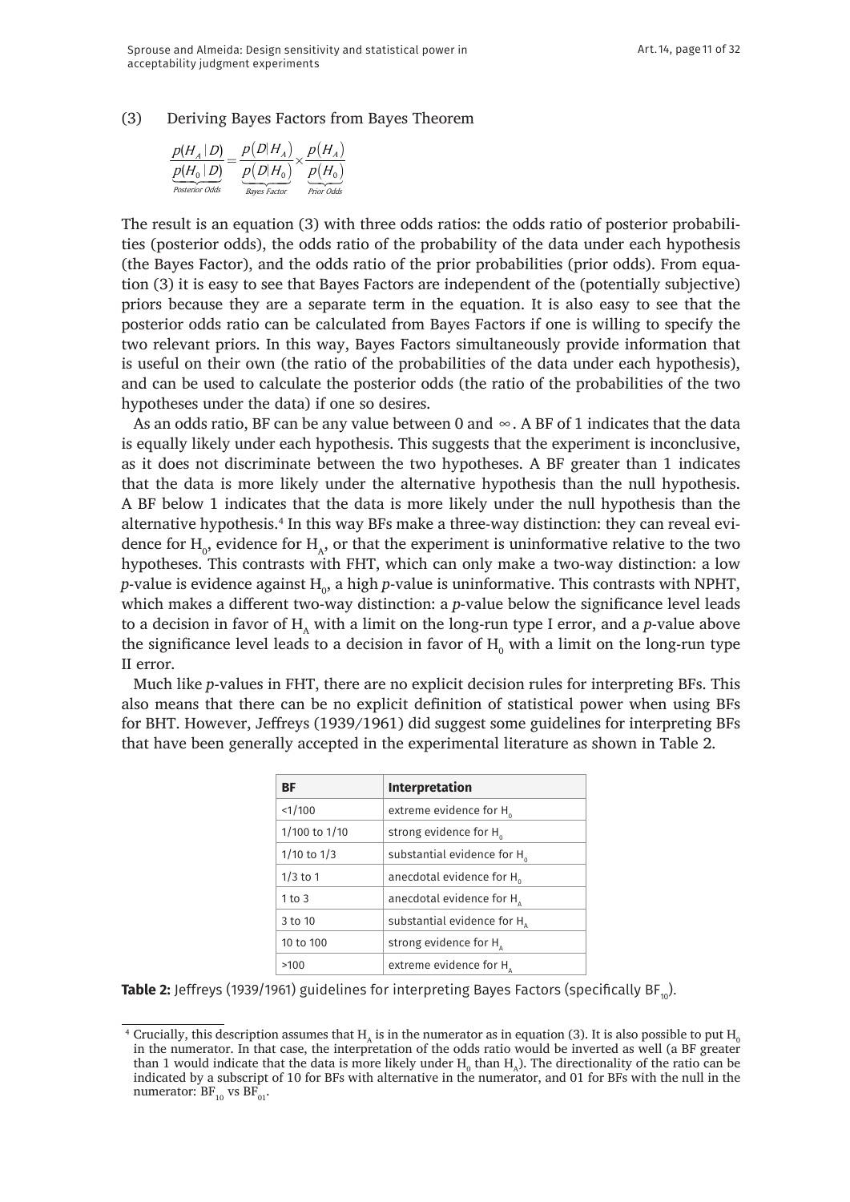(3) Deriving Bayes Factors from Bayes Theorem

$$\underbrace{\frac{p(H_A \mid D)}{p(H_0 \mid D)}}_{\text{Posterior Odds}} = \underbrace{\frac{p(D \mid H_A)}{p(D \mid H_0)}}_{\text{Bayes Factor}} \times \underbrace{\frac{p(H_A)}{p(H_0)}}_{\text{Prior Odds}}$$

The result is an equation (3) with three odds ratios: the odds ratio of posterior probabilities (posterior odds), the odds ratio of the probability of the data under each hypothesis (the Bayes Factor), and the odds ratio of the prior probabilities (prior odds). From equation (3) it is easy to see that Bayes Factors are independent of the (potentially subjective) priors because they are a separate term in the equation. It is also easy to see that the posterior odds ratio can be calculated from Bayes Factors if one is willing to specify the two relevant priors. In this way, Bayes Factors simultaneously provide information that is useful on their own (the ratio of the probabilities of the data under each hypothesis), and can be used to calculate the posterior odds (the ratio of the probabilities of the two hypotheses under the data) if one so desires.

As an odds ratio, BF can be any value between 0 and $\infty$. A BF of 1 indicates that the data is equally likely under each hypothesis. This suggests that the experiment is inconclusive, as it does not discriminate between the two hypotheses. A BF greater than 1 indicates that the data is more likely under the alternative hypothesis than the null hypothesis. A BF below 1 indicates that the data is more likely under the null hypothesis than the alternative hypothesis.[4] In this way BFs make a three-way distinction: they can reveal evidence for $H_0$, evidence for $H_A$, or that the experiment is uninformative relative to the two hypotheses. This contrasts with FHT, which can only make a two-way distinction: a low *p*-value is evidence against $H_0$, a high *p*-value is uninformative. This contrasts with NPHT, which makes a different two-way distinction: a *p*-value below the significance level leads to a decision in favor of $H_A$ with a limit on the long-run type I error, and a *p*-value above the significance level leads to a decision in favor of $H_0$ with a limit on the long-run type II error.

Much like *p*-values in FHT, there are no explicit decision rules for interpreting BFs. This also means that there can be no explicit definition of statistical power when using BFs for BHT. However, Jeffreys (1939/1961) did suggest some guidelines for interpreting BFs that have been generally accepted in the experimental literature as shown in Table 2.

| BF | Interpretation |
|---|---|
| <1/100 | extreme evidence for $H_0$ |
| 1/100 to 1/10 | strong evidence for $H_0$ |
| 1/10 to 1/3 | substantial evidence for $H_0$ |
| 1/3 to 1 | anecdotal evidence for $H_0$ |
| 1 to 3 | anecdotal evidence for $H_A$ |
| 3 to 10 | substantial evidence for $H_A$ |
| 10 to 100 | strong evidence for $H_A$ |
| >100 | extreme evidence for $H_A$ |

**Table 2:** Jeffreys (1939/1961) guidelines for interpreting Bayes Factors (specifically $BF_{10}$).

[4] Crucially, this description assumes that $H_A$ is in the numerator as in equation (3). It is also possible to put $H_0$ in the numerator. In that case, the interpretation of the odds ratio would be inverted as well (a BF greater than 1 would indicate that the data is more likely under $H_0$ than $H_A$). The directionality of the ratio can be indicated by a subscript of 10 for BFs with alternative in the numerator, and 01 for BFs with the null in the numerator: $BF_{10}$ vs $BF_{01}$.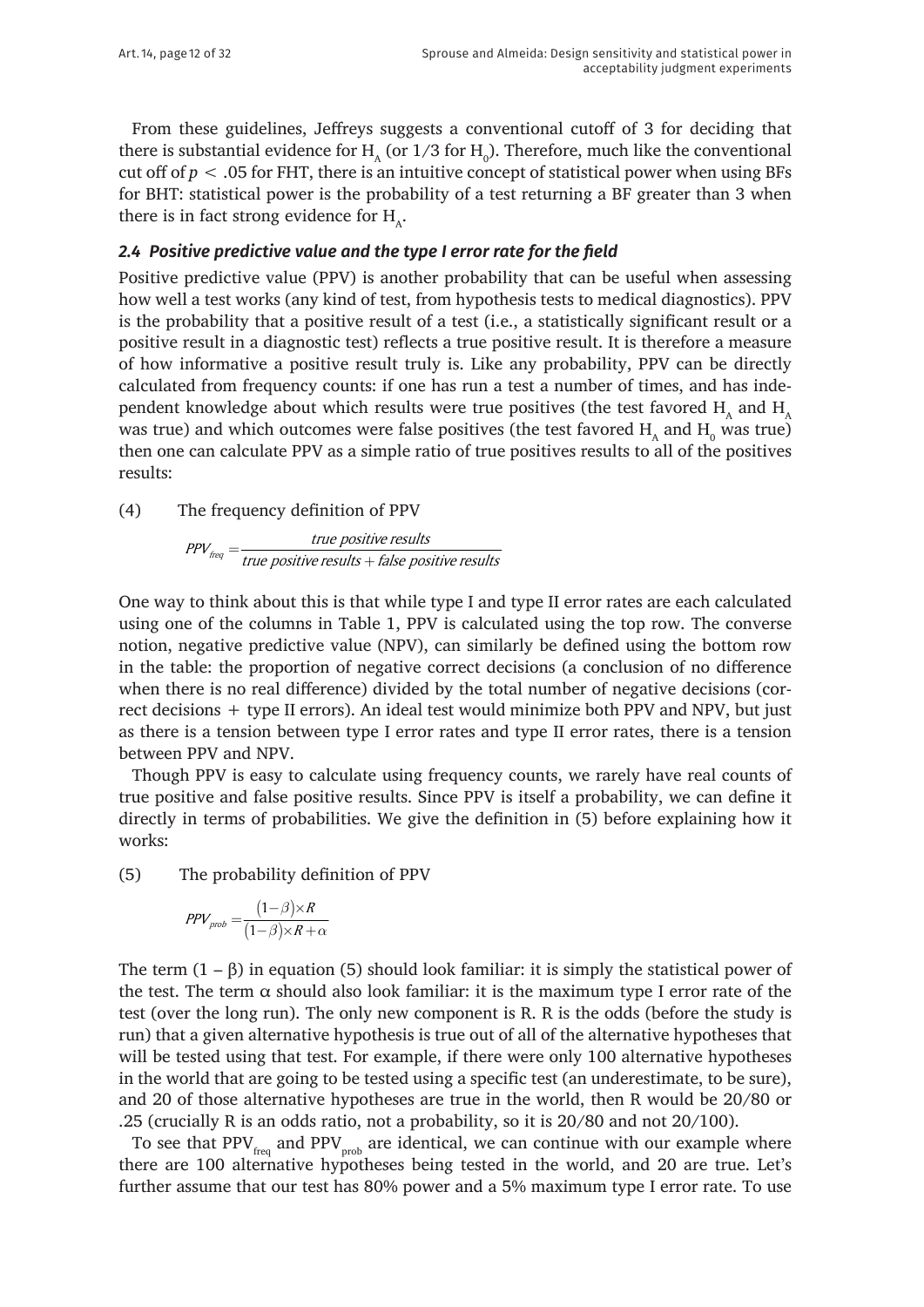From these guidelines, Jeffreys suggests a conventional cutoff of 3 for deciding that there is substantial evidence for $H_A$ (or 1/3 for $H_0$). Therefore, much like the conventional cut off of $p < .05$ for FHT, there is an intuitive concept of statistical power when using BFs for BHT: statistical power is the probability of a test returning a BF greater than 3 when there is in fact strong evidence for $H_A$.

### *2.4 Positive predictive value and the type I error rate for the field*

Positive predictive value (PPV) is another probability that can be useful when assessing how well a test works (any kind of test, from hypothesis tests to medical diagnostics). PPV is the probability that a positive result of a test (i.e., a statistically significant result or a positive result in a diagnostic test) reflects a true positive result. It is therefore a measure of how informative a positive result truly is. Like any probability, PPV can be directly calculated from frequency counts: if one has run a test a number of times, and has independent knowledge about which results were true positives (the test favored $H_A$ and $H_A$ was true) and which outcomes were false positives (the test favored $H_A$ and $H_0$ was true) then one can calculate PPV as a simple ratio of true positives results to all of the positives results:

(4) The frequency definition of PPV

$$PPV_{freq} = \frac{\textit{true positive results}}{\textit{true positive results} + \textit{false positive results}}$$

One way to think about this is that while type I and type II error rates are each calculated using one of the columns in Table 1, PPV is calculated using the top row. The converse notion, negative predictive value (NPV), can similarly be defined using the bottom row in the table: the proportion of negative correct decisions (a conclusion of no difference when there is no real difference) divided by the total number of negative decisions (correct decisions + type II errors). An ideal test would minimize both PPV and NPV, but just as there is a tension between type I error rates and type II error rates, there is a tension between PPV and NPV.

Though PPV is easy to calculate using frequency counts, we rarely have real counts of true positive and false positive results. Since PPV is itself a probability, we can define it directly in terms of probabilities. We give the definition in (5) before explaining how it works:

(5) The probability definition of PPV

$$PPV_{prob} = \frac{(1-\beta)\times R}{(1-\beta)\times R + \alpha}$$

The term $(1 - \beta)$ in equation (5) should look familiar: it is simply the statistical power of the test. The term $\alpha$ should also look familiar: it is the maximum type I error rate of the test (over the long run). The only new component is R. R is the odds (before the study is run) that a given alternative hypothesis is true out of all of the alternative hypotheses that will be tested using that test. For example, if there were only 100 alternative hypotheses in the world that are going to be tested using a specific test (an underestimate, to be sure), and 20 of those alternative hypotheses are true in the world, then R would be 20/80 or .25 (crucially R is an odds ratio, not a probability, so it is 20/80 and not 20/100).

To see that $PPV_{freq}$ and $PPV_{prob}$ are identical, we can continue with our example where there are 100 alternative hypotheses being tested in the world, and 20 are true. Let's further assume that our test has 80% power and a 5% maximum type I error rate. To use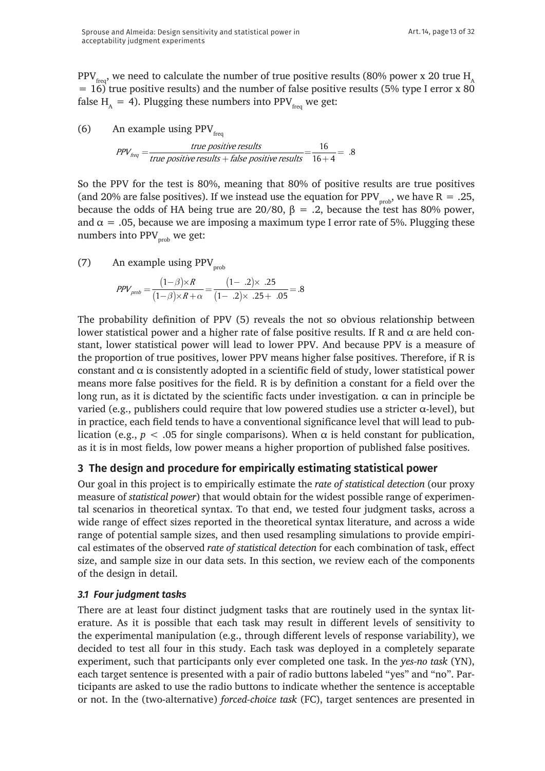$PPV_{freq}$, we need to calculate the number of true positive results (80% power x 20 true $H_A$ = 16) true positive results) and the number of false positive results (5% type I error x 80 false $H_A$ = 4). Plugging these numbers into $PPV_{freq}$ we get:

(6) An example using $PPV_{freq}$

$$PPV_{freq} = \frac{\textit{true positive results}}{\textit{true positive results} + \textit{false positive results}} = \frac{16}{16+4} = .8$$

So the PPV for the test is 80%, meaning that 80% of positive results are true positives (and 20% are false positives). If we instead use the equation for $PPV_{prob}$, we have R = .25, because the odds of HA being true are 20/80, $\beta$ = .2, because the test has 80% power, and $\alpha$ = .05, because we are imposing a maximum type I error rate of 5%. Plugging these numbers into $PPV_{prob}$ we get:

(7) An example using $PPV_{prob}$

$$PPV_{prob} = \frac{(1-\beta)\times R}{(1-\beta)\times R + \alpha} = \frac{(1-\ .2)\times\ .25}{(1-\ .2)\times\ .25 +\ .05} = .8$$

The probability definition of PPV (5) reveals the not so obvious relationship between lower statistical power and a higher rate of false positive results. If R and $\alpha$ are held constant, lower statistical power will lead to lower PPV. And because PPV is a measure of the proportion of true positives, lower PPV means higher false positives. Therefore, if R is constant and $\alpha$ is consistently adopted in a scientific field of study, lower statistical power means more false positives for the field. R is by definition a constant for a field over the long run, as it is dictated by the scientific facts under investigation. $\alpha$ can in principle be varied (e.g., publishers could require that low powered studies use a stricter $\alpha$-level), but in practice, each field tends to have a conventional significance level that will lead to publication (e.g., $p < .05$ for single comparisons). When $\alpha$ is held constant for publication, as it is in most fields, low power means a higher proportion of published false positives.

## 3 The design and procedure for empirically estimating statistical power

Our goal in this project is to empirically estimate the *rate of statistical detection* (our proxy measure of *statistical power*) that would obtain for the widest possible range of experimental scenarios in theoretical syntax. To that end, we tested four judgment tasks, across a wide range of effect sizes reported in the theoretical syntax literature, and across a wide range of potential sample sizes, and then used resampling simulations to provide empirical estimates of the observed *rate of statistical detection* for each combination of task, effect size, and sample size in our data sets. In this section, we review each of the components of the design in detail.

### 3.1 Four judgment tasks

There are at least four distinct judgment tasks that are routinely used in the syntax literature. As it is possible that each task may result in different levels of sensitivity to the experimental manipulation (e.g., through different levels of response variability), we decided to test all four in this study. Each task was deployed in a completely separate experiment, such that participants only ever completed one task. In the *yes-no task* (YN), each target sentence is presented with a pair of radio buttons labeled "yes" and "no". Participants are asked to use the radio buttons to indicate whether the sentence is acceptable or not. In the (two-alternative) *forced-choice task* (FC), target sentences are presented in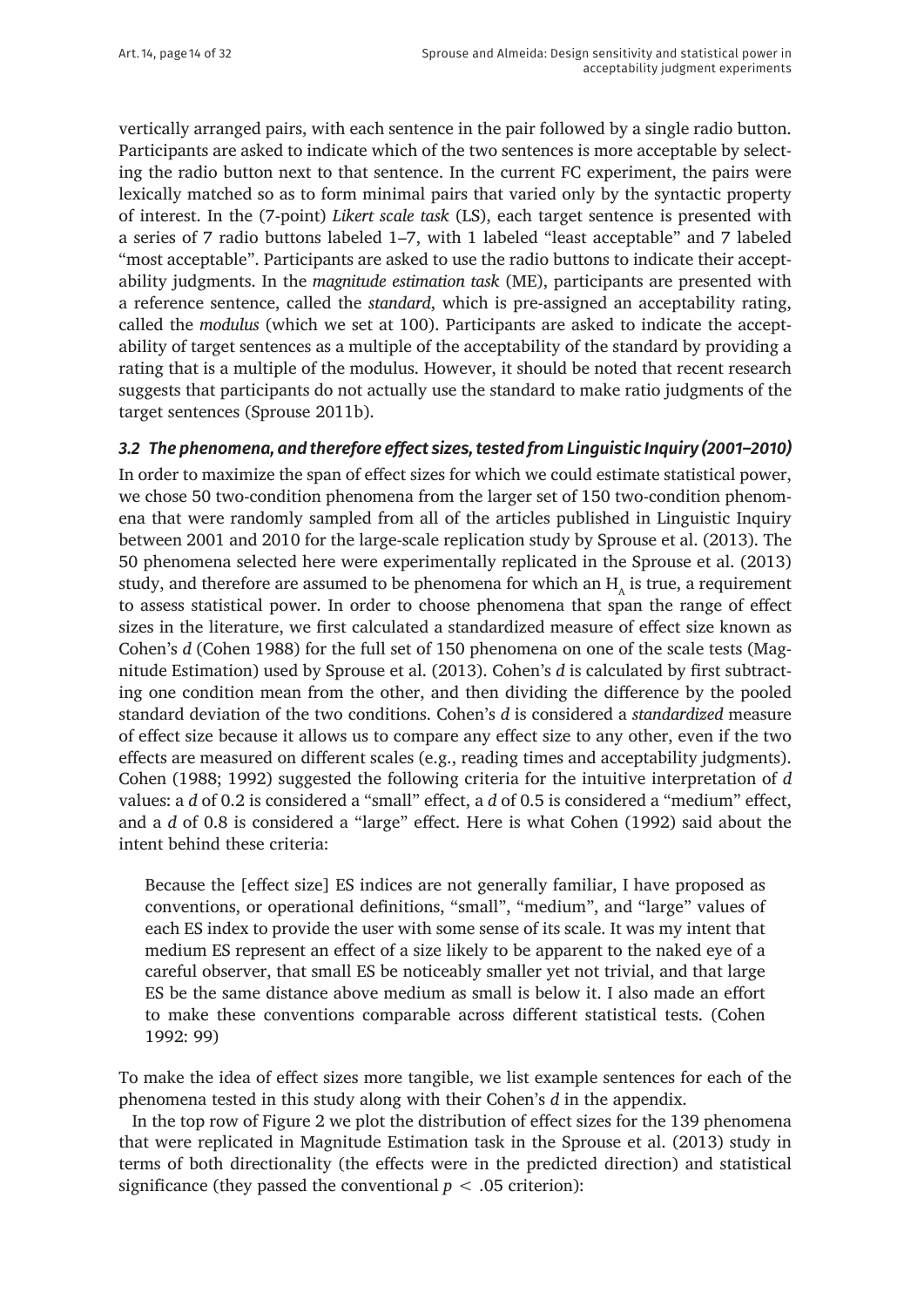vertically arranged pairs, with each sentence in the pair followed by a single radio button. Participants are asked to indicate which of the two sentences is more acceptable by selecting the radio button next to that sentence. In the current FC experiment, the pairs were lexically matched so as to form minimal pairs that varied only by the syntactic property of interest. In the (7-point) *Likert scale task* (LS), each target sentence is presented with a series of 7 radio buttons labeled 1–7, with 1 labeled "least acceptable" and 7 labeled "most acceptable". Participants are asked to use the radio buttons to indicate their acceptability judgments. In the *magnitude estimation task* (ME), participants are presented with a reference sentence, called the *standard*, which is pre-assigned an acceptability rating, called the *modulus* (which we set at 100). Participants are asked to indicate the acceptability of target sentences as a multiple of the acceptability of the standard by providing a rating that is a multiple of the modulus. However, it should be noted that recent research suggests that participants do not actually use the standard to make ratio judgments of the target sentences (Sprouse 2011b).

### *3.2 The phenomena, and therefore effect sizes, tested from Linguistic Inquiry (2001–2010)*

In order to maximize the span of effect sizes for which we could estimate statistical power, we chose 50 two-condition phenomena from the larger set of 150 two-condition phenomena that were randomly sampled from all of the articles published in Linguistic Inquiry between 2001 and 2010 for the large-scale replication study by Sprouse et al. (2013). The 50 phenomena selected here were experimentally replicated in the Sprouse et al. (2013) study, and therefore are assumed to be phenomena for which an $H_A$ is true, a requirement to assess statistical power. In order to choose phenomena that span the range of effect sizes in the literature, we first calculated a standardized measure of effect size known as Cohen's *d* (Cohen 1988) for the full set of 150 phenomena on one of the scale tests (Magnitude Estimation) used by Sprouse et al. (2013). Cohen's *d* is calculated by first subtracting one condition mean from the other, and then dividing the difference by the pooled standard deviation of the two conditions. Cohen's *d* is considered a *standardized* measure of effect size because it allows us to compare any effect size to any other, even if the two effects are measured on different scales (e.g., reading times and acceptability judgments). Cohen (1988; 1992) suggested the following criteria for the intuitive interpretation of *d* values: a *d* of 0.2 is considered a "small" effect, a *d* of 0.5 is considered a "medium" effect, and a *d* of 0.8 is considered a "large" effect. Here is what Cohen (1992) said about the intent behind these criteria:

> Because the [effect size] ES indices are not generally familiar, I have proposed as conventions, or operational definitions, "small", "medium", and "large" values of each ES index to provide the user with some sense of its scale. It was my intent that medium ES represent an effect of a size likely to be apparent to the naked eye of a careful observer, that small ES be noticeably smaller yet not trivial, and that large ES be the same distance above medium as small is below it. I also made an effort to make these conventions comparable across different statistical tests. (Cohen 1992: 99)

To make the idea of effect sizes more tangible, we list example sentences for each of the phenomena tested in this study along with their Cohen's *d* in the appendix.

In the top row of Figure 2 we plot the distribution of effect sizes for the 139 phenomena that were replicated in Magnitude Estimation task in the Sprouse et al. (2013) study in terms of both directionality (the effects were in the predicted direction) and statistical significance (they passed the conventional $p < .05$ criterion):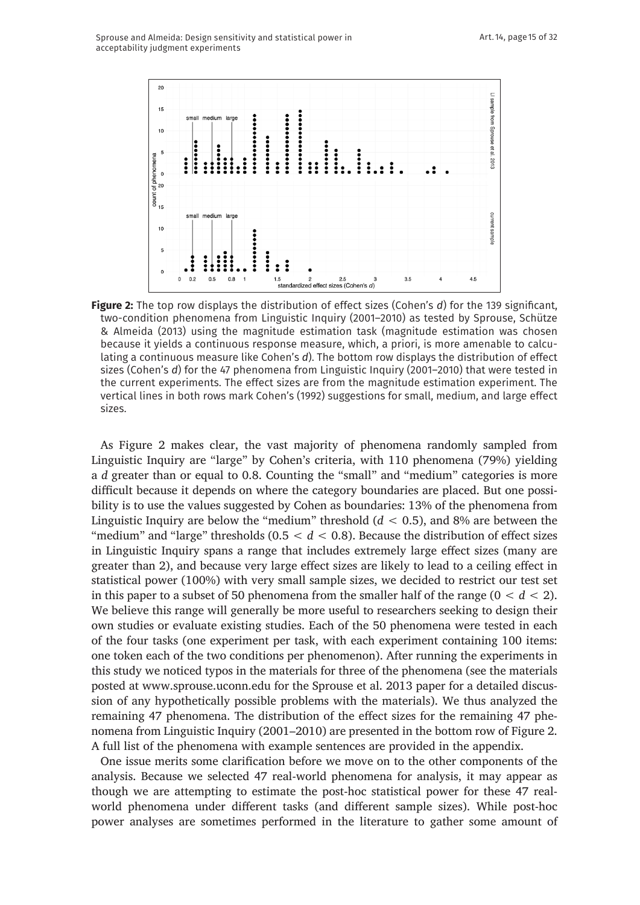**Figure 2:** The top row displays the distribution of effect sizes (Cohen's *d*) for the 139 significant, two-condition phenomena from Linguistic Inquiry (2001–2010) as tested by Sprouse, Schütze & Almeida (2013) using the magnitude estimation task (magnitude estimation was chosen because it yields a continuous response measure, which, a priori, is more amenable to calculating a continuous measure like Cohen's *d*). The bottom row displays the distribution of effect sizes (Cohen's *d*) for the 47 phenomena from Linguistic Inquiry (2001–2010) that were tested in the current experiments. The effect sizes are from the magnitude estimation experiment. The vertical lines in both rows mark Cohen's (1992) suggestions for small, medium, and large effect sizes.

As Figure 2 makes clear, the vast majority of phenomena randomly sampled from Linguistic Inquiry are "large" by Cohen's criteria, with 110 phenomena (79%) yielding a *d* greater than or equal to 0.8. Counting the "small" and "medium" categories is more difficult because it depends on where the category boundaries are placed. But one possibility is to use the values suggested by Cohen as boundaries: 13% of the phenomena from Linguistic Inquiry are below the "medium" threshold ($d < 0.5$), and 8% are between the "medium" and "large" thresholds ($0.5 < d < 0.8$). Because the distribution of effect sizes in Linguistic Inquiry spans a range that includes extremely large effect sizes (many are greater than 2), and because very large effect sizes are likely to lead to a ceiling effect in statistical power (100%) with very small sample sizes, we decided to restrict our test set in this paper to a subset of 50 phenomena from the smaller half of the range ($0 < d < 2$). We believe this range will generally be more useful to researchers seeking to design their own studies or evaluate existing studies. Each of the 50 phenomena were tested in each of the four tasks (one experiment per task, with each experiment containing 100 items: one token each of the two conditions per phenomenon). After running the experiments in this study we noticed typos in the materials for three of the phenomena (see the materials posted at www.sprouse.uconn.edu for the Sprouse et al. 2013 paper for a detailed discussion of any hypothetically possible problems with the materials). We thus analyzed the remaining 47 phenomena. The distribution of the effect sizes for the remaining 47 phenomena from Linguistic Inquiry (2001–2010) are presented in the bottom row of Figure 2. A full list of the phenomena with example sentences are provided in the appendix.

One issue merits some clarification before we move on to the other components of the analysis. Because we selected 47 real-world phenomena for analysis, it may appear as though we are attempting to estimate the post-hoc statistical power for these 47 real-world phenomena under different tasks (and different sample sizes). While post-hoc power analyses are sometimes performed in the literature to gather some amount of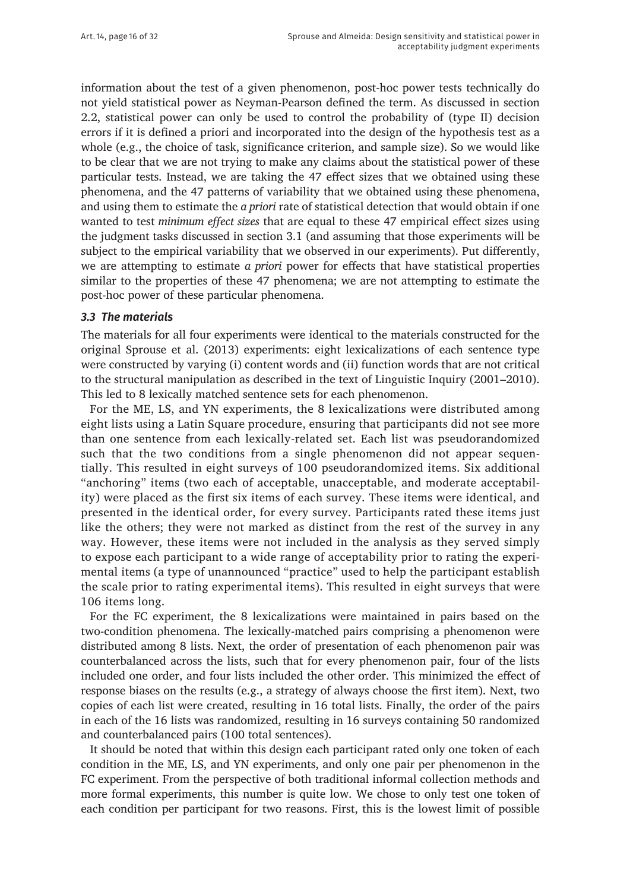information about the test of a given phenomenon, post-hoc power tests technically do not yield statistical power as Neyman-Pearson defined the term. As discussed in section 2.2, statistical power can only be used to control the probability of (type II) decision errors if it is defined a priori and incorporated into the design of the hypothesis test as a whole (e.g., the choice of task, significance criterion, and sample size). So we would like to be clear that we are not trying to make any claims about the statistical power of these particular tests. Instead, we are taking the 47 effect sizes that we obtained using these phenomena, and the 47 patterns of variability that we obtained using these phenomena, and using them to estimate the *a priori* rate of statistical detection that would obtain if one wanted to test *minimum effect sizes* that are equal to these 47 empirical effect sizes using the judgment tasks discussed in section 3.1 (and assuming that those experiments will be subject to the empirical variability that we observed in our experiments). Put differently, we are attempting to estimate *a priori* power for effects that have statistical properties similar to the properties of these 47 phenomena; we are not attempting to estimate the post-hoc power of these particular phenomena.

### *3.3 The materials*

The materials for all four experiments were identical to the materials constructed for the original Sprouse et al. (2013) experiments: eight lexicalizations of each sentence type were constructed by varying (i) content words and (ii) function words that are not critical to the structural manipulation as described in the text of Linguistic Inquiry (2001–2010). This led to 8 lexically matched sentence sets for each phenomenon.

For the ME, LS, and YN experiments, the 8 lexicalizations were distributed among eight lists using a Latin Square procedure, ensuring that participants did not see more than one sentence from each lexically-related set. Each list was pseudorandomized such that the two conditions from a single phenomenon did not appear sequentially. This resulted in eight surveys of 100 pseudorandomized items. Six additional "anchoring" items (two each of acceptable, unacceptable, and moderate acceptability) were placed as the first six items of each survey. These items were identical, and presented in the identical order, for every survey. Participants rated these items just like the others; they were not marked as distinct from the rest of the survey in any way. However, these items were not included in the analysis as they served simply to expose each participant to a wide range of acceptability prior to rating the experimental items (a type of unannounced "practice" used to help the participant establish the scale prior to rating experimental items). This resulted in eight surveys that were 106 items long.

For the FC experiment, the 8 lexicalizations were maintained in pairs based on the two-condition phenomena. The lexically-matched pairs comprising a phenomenon were distributed among 8 lists. Next, the order of presentation of each phenomenon pair was counterbalanced across the lists, such that for every phenomenon pair, four of the lists included one order, and four lists included the other order. This minimized the effect of response biases on the results (e.g., a strategy of always choose the first item). Next, two copies of each list were created, resulting in 16 total lists. Finally, the order of the pairs in each of the 16 lists was randomized, resulting in 16 surveys containing 50 randomized and counterbalanced pairs (100 total sentences).

It should be noted that within this design each participant rated only one token of each condition in the ME, LS, and YN experiments, and only one pair per phenomenon in the FC experiment. From the perspective of both traditional informal collection methods and more formal experiments, this number is quite low. We chose to only test one token of each condition per participant for two reasons. First, this is the lowest limit of possible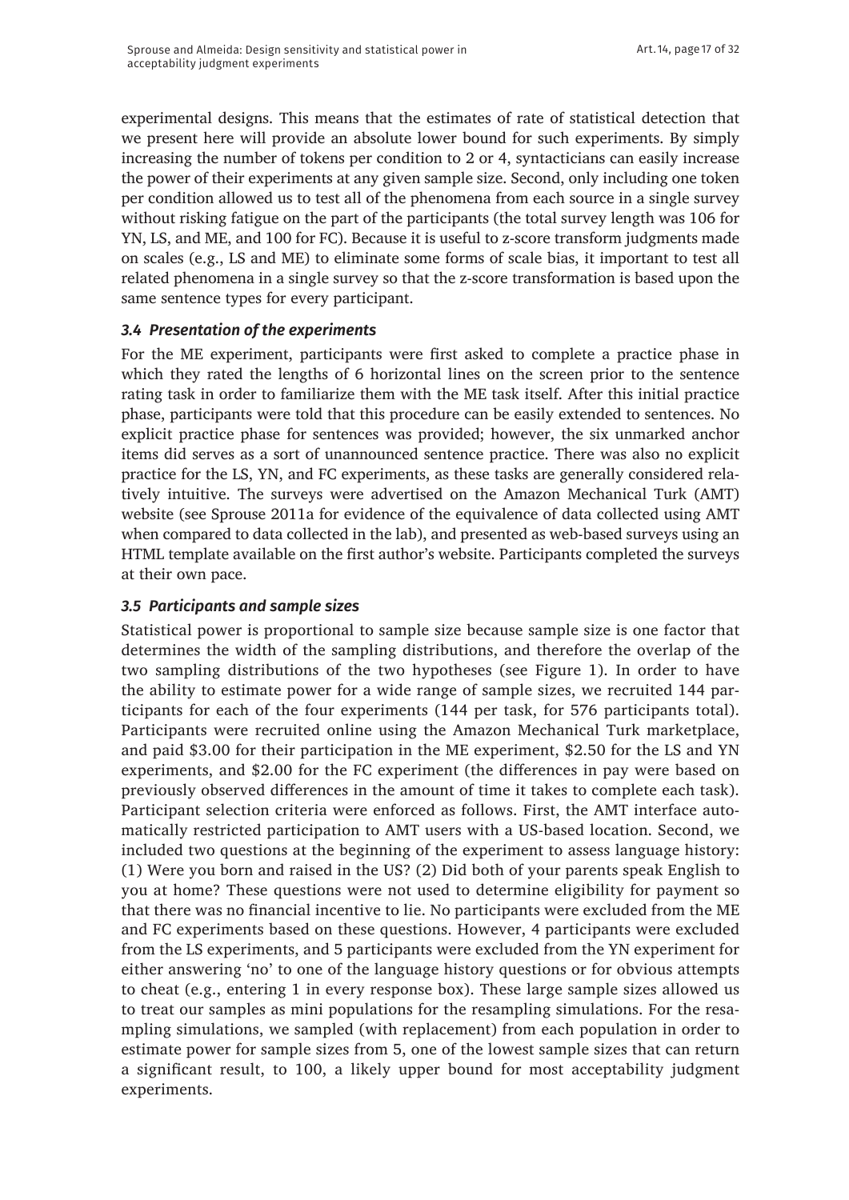experimental designs. This means that the estimates of rate of statistical detection that we present here will provide an absolute lower bound for such experiments. By simply increasing the number of tokens per condition to 2 or 4, syntacticians can easily increase the power of their experiments at any given sample size. Second, only including one token per condition allowed us to test all of the phenomena from each source in a single survey without risking fatigue on the part of the participants (the total survey length was 106 for YN, LS, and ME, and 100 for FC). Because it is useful to z-score transform judgments made on scales (e.g., LS and ME) to eliminate some forms of scale bias, it important to test all related phenomena in a single survey so that the z-score transformation is based upon the same sentence types for every participant.

### *3.4 Presentation of the experiments*

For the ME experiment, participants were first asked to complete a practice phase in which they rated the lengths of 6 horizontal lines on the screen prior to the sentence rating task in order to familiarize them with the ME task itself. After this initial practice phase, participants were told that this procedure can be easily extended to sentences. No explicit practice phase for sentences was provided; however, the six unmarked anchor items did serves as a sort of unannounced sentence practice. There was also no explicit practice for the LS, YN, and FC experiments, as these tasks are generally considered relatively intuitive. The surveys were advertised on the Amazon Mechanical Turk (AMT) website (see Sprouse 2011a for evidence of the equivalence of data collected using AMT when compared to data collected in the lab), and presented as web-based surveys using an HTML template available on the first author's website. Participants completed the surveys at their own pace.

### *3.5 Participants and sample sizes*

Statistical power is proportional to sample size because sample size is one factor that determines the width of the sampling distributions, and therefore the overlap of the two sampling distributions of the two hypotheses (see Figure 1). In order to have the ability to estimate power for a wide range of sample sizes, we recruited 144 participants for each of the four experiments (144 per task, for 576 participants total). Participants were recruited online using the Amazon Mechanical Turk marketplace, and paid \$3.00 for their participation in the ME experiment, \$2.50 for the LS and YN experiments, and \$2.00 for the FC experiment (the differences in pay were based on previously observed differences in the amount of time it takes to complete each task). Participant selection criteria were enforced as follows. First, the AMT interface automatically restricted participation to AMT users with a US-based location. Second, we included two questions at the beginning of the experiment to assess language history: (1) Were you born and raised in the US? (2) Did both of your parents speak English to you at home? These questions were not used to determine eligibility for payment so that there was no financial incentive to lie. No participants were excluded from the ME and FC experiments based on these questions. However, 4 participants were excluded from the LS experiments, and 5 participants were excluded from the YN experiment for either answering 'no' to one of the language history questions or for obvious attempts to cheat (e.g., entering 1 in every response box). These large sample sizes allowed us to treat our samples as mini populations for the resampling simulations. For the resampling simulations, we sampled (with replacement) from each population in order to estimate power for sample sizes from 5, one of the lowest sample sizes that can return a significant result, to 100, a likely upper bound for most acceptability judgment experiments.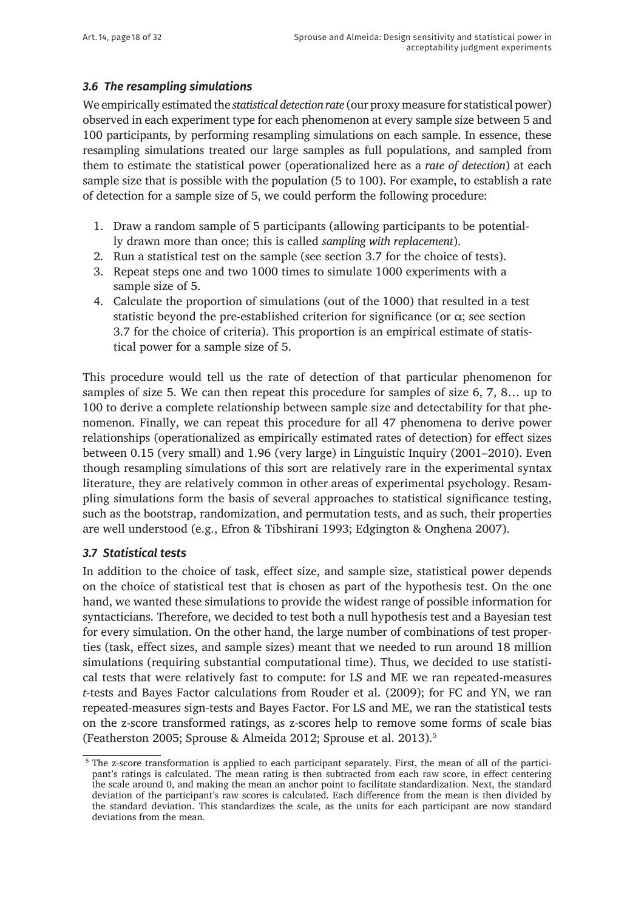### *3.6 The resampling simulations*

We empirically estimated the *statistical detection rate* (our proxy measure for statistical power) observed in each experiment type for each phenomenon at every sample size between 5 and 100 participants, by performing resampling simulations on each sample. In essence, these resampling simulations treated our large samples as full populations, and sampled from them to estimate the statistical power (operationalized here as a *rate of detection*) at each sample size that is possible with the population (5 to 100). For example, to establish a rate of detection for a sample size of 5, we could perform the following procedure:

1. Draw a random sample of 5 participants (allowing participants to be potentially drawn more than once; this is called *sampling with replacement*).
2. Run a statistical test on the sample (see section 3.7 for the choice of tests).
3. Repeat steps one and two 1000 times to simulate 1000 experiments with a sample size of 5.
4. Calculate the proportion of simulations (out of the 1000) that resulted in a test statistic beyond the pre-established criterion for significance (or $\alpha$; see section 3.7 for the choice of criteria). This proportion is an empirical estimate of statistical power for a sample size of 5.

This procedure would tell us the rate of detection of that particular phenomenon for samples of size 5. We can then repeat this procedure for samples of size 6, 7, 8… up to 100 to derive a complete relationship between sample size and detectability for that phenomenon. Finally, we can repeat this procedure for all 47 phenomena to derive power relationships (operationalized as empirically estimated rates of detection) for effect sizes between 0.15 (very small) and 1.96 (very large) in Linguistic Inquiry (2001–2010). Even though resampling simulations of this sort are relatively rare in the experimental syntax literature, they are relatively common in other areas of experimental psychology. Resampling simulations form the basis of several approaches to statistical significance testing, such as the bootstrap, randomization, and permutation tests, and as such, their properties are well understood (e.g., Efron & Tibshirani 1993; Edgington & Onghena 2007).

### *3.7 Statistical tests*

In addition to the choice of task, effect size, and sample size, statistical power depends on the choice of statistical test that is chosen as part of the hypothesis test. On the one hand, we wanted these simulations to provide the widest range of possible information for syntacticians. Therefore, we decided to test both a null hypothesis test and a Bayesian test for every simulation. On the other hand, the large number of combinations of test properties (task, effect sizes, and sample sizes) meant that we needed to run around 18 million simulations (requiring substantial computational time). Thus, we decided to use statistical tests that were relatively fast to compute: for LS and ME we ran repeated-measures *t*-tests and Bayes Factor calculations from Rouder et al. (2009); for FC and YN, we ran repeated-measures sign-tests and Bayes Factor. For LS and ME, we ran the statistical tests on the z-score transformed ratings, as z-scores help to remove some forms of scale bias (Featherston 2005; Sprouse & Almeida 2012; Sprouse et al. 2013).[5]

[5] The z-score transformation is applied to each participant separately. First, the mean of all of the participant's ratings is calculated. The mean rating is then subtracted from each raw score, in effect centering the scale around 0, and making the mean an anchor point to facilitate standardization. Next, the standard deviation of the participant's raw scores is calculated. Each difference from the mean is then divided by the standard deviation. This standardizes the scale, as the units for each participant are now standard deviations from the mean.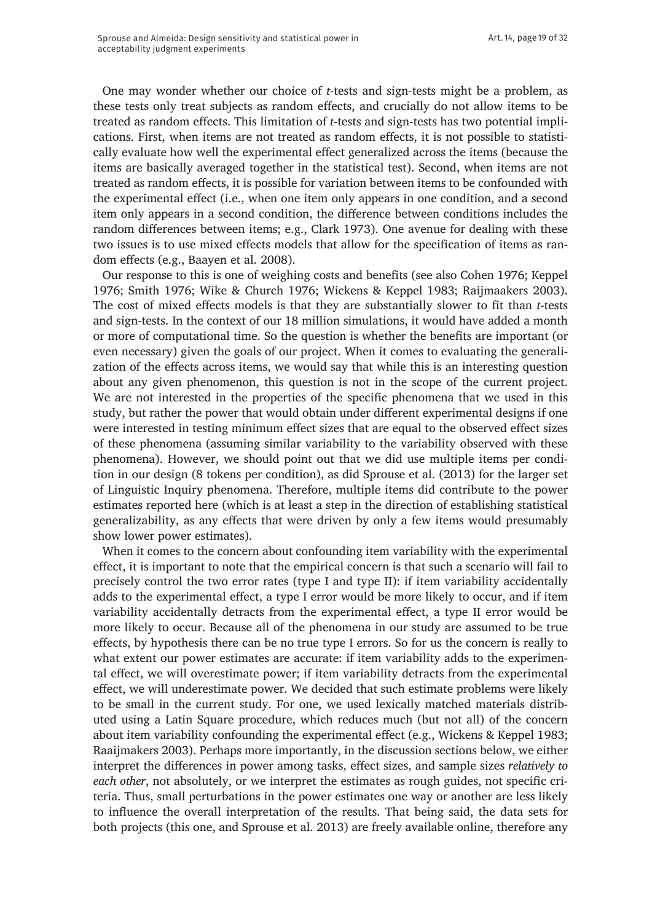One may wonder whether our choice of *t*-tests and sign-tests might be a problem, as these tests only treat subjects as random effects, and crucially do not allow items to be treated as random effects. This limitation of *t*-tests and sign-tests has two potential implications. First, when items are not treated as random effects, it is not possible to statistically evaluate how well the experimental effect generalized across the items (because the items are basically averaged together in the statistical test). Second, when items are not treated as random effects, it is possible for variation between items to be confounded with the experimental effect (i.e., when one item only appears in one condition, and a second item only appears in a second condition, the difference between conditions includes the random differences between items; e.g., Clark 1973). One avenue for dealing with these two issues is to use mixed effects models that allow for the specification of items as random effects (e.g., Baayen et al. 2008).

Our response to this is one of weighing costs and benefits (see also Cohen 1976; Keppel 1976; Smith 1976; Wike & Church 1976; Wickens & Keppel 1983; Raijmaakers 2003). The cost of mixed effects models is that they are substantially slower to fit than *t*-tests and sign-tests. In the context of our 18 million simulations, it would have added a month or more of computational time. So the question is whether the benefits are important (or even necessary) given the goals of our project. When it comes to evaluating the generalization of the effects across items, we would say that while this is an interesting question about any given phenomenon, this question is not in the scope of the current project. We are not interested in the properties of the specific phenomena that we used in this study, but rather the power that would obtain under different experimental designs if one were interested in testing minimum effect sizes that are equal to the observed effect sizes of these phenomena (assuming similar variability to the variability observed with these phenomena). However, we should point out that we did use multiple items per condition in our design (8 tokens per condition), as did Sprouse et al. (2013) for the larger set of Linguistic Inquiry phenomena. Therefore, multiple items did contribute to the power estimates reported here (which is at least a step in the direction of establishing statistical generalizability, as any effects that were driven by only a few items would presumably show lower power estimates).

When it comes to the concern about confounding item variability with the experimental effect, it is important to note that the empirical concern is that such a scenario will fail to precisely control the two error rates (type I and type II): if item variability accidentally adds to the experimental effect, a type I error would be more likely to occur, and if item variability accidentally detracts from the experimental effect, a type II error would be more likely to occur. Because all of the phenomena in our study are assumed to be true effects, by hypothesis there can be no true type I errors. So for us the concern is really to what extent our power estimates are accurate: if item variability adds to the experimental effect, we will overestimate power; if item variability detracts from the experimental effect, we will underestimate power. We decided that such estimate problems were likely to be small in the current study. For one, we used lexically matched materials distributed using a Latin Square procedure, which reduces much (but not all) of the concern about item variability confounding the experimental effect (e.g., Wickens & Keppel 1983; Raaijmakers 2003). Perhaps more importantly, in the discussion sections below, we either interpret the differences in power among tasks, effect sizes, and sample sizes *relatively to each other*, not absolutely, or we interpret the estimates as rough guides, not specific criteria. Thus, small perturbations in the power estimates one way or another are less likely to influence the overall interpretation of the results. That being said, the data sets for both projects (this one, and Sprouse et al. 2013) are freely available online, therefore any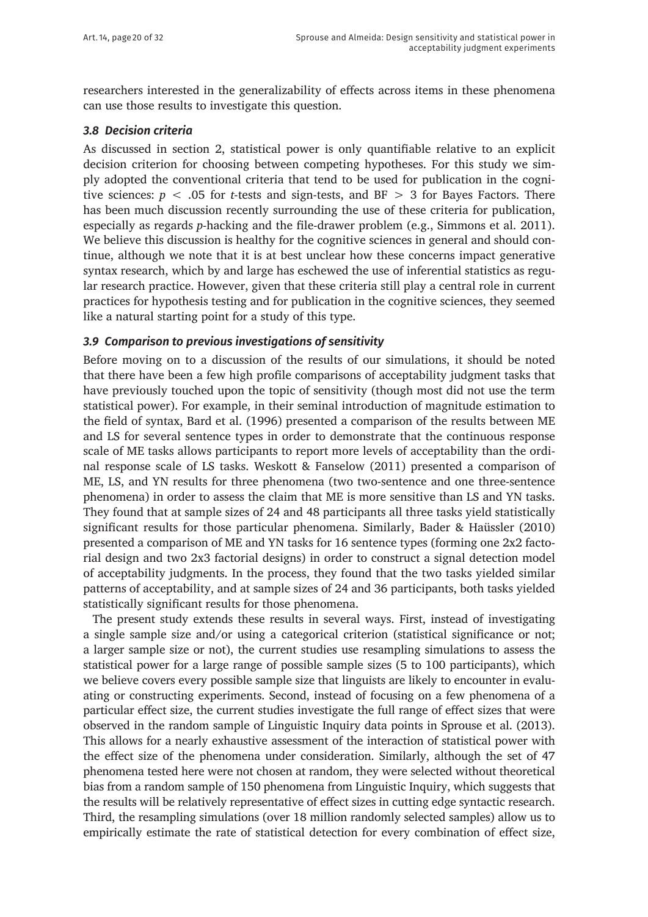researchers interested in the generalizability of effects across items in these phenomena can use those results to investigate this question.

### *3.8 Decision criteria*

As discussed in section 2, statistical power is only quantifiable relative to an explicit decision criterion for choosing between competing hypotheses. For this study we simply adopted the conventional criteria that tend to be used for publication in the cognitive sciences: $p < .05$ for *t*-tests and sign-tests, and BF $> 3$ for Bayes Factors. There has been much discussion recently surrounding the use of these criteria for publication, especially as regards *p*-hacking and the file-drawer problem (e.g., Simmons et al. 2011). We believe this discussion is healthy for the cognitive sciences in general and should continue, although we note that it is at best unclear how these concerns impact generative syntax research, which by and large has eschewed the use of inferential statistics as regular research practice. However, given that these criteria still play a central role in current practices for hypothesis testing and for publication in the cognitive sciences, they seemed like a natural starting point for a study of this type.

### *3.9 Comparison to previous investigations of sensitivity*

Before moving on to a discussion of the results of our simulations, it should be noted that there have been a few high profile comparisons of acceptability judgment tasks that have previously touched upon the topic of sensitivity (though most did not use the term statistical power). For example, in their seminal introduction of magnitude estimation to the field of syntax, Bard et al. (1996) presented a comparison of the results between ME and LS for several sentence types in order to demonstrate that the continuous response scale of ME tasks allows participants to report more levels of acceptability than the ordinal response scale of LS tasks. Weskott & Fanselow (2011) presented a comparison of ME, LS, and YN results for three phenomena (two two-sentence and one three-sentence phenomena) in order to assess the claim that ME is more sensitive than LS and YN tasks. They found that at sample sizes of 24 and 48 participants all three tasks yield statistically significant results for those particular phenomena. Similarly, Bader & Haüssler (2010) presented a comparison of ME and YN tasks for 16 sentence types (forming one 2x2 factorial design and two 2x3 factorial designs) in order to construct a signal detection model of acceptability judgments. In the process, they found that the two tasks yielded similar patterns of acceptability, and at sample sizes of 24 and 36 participants, both tasks yielded statistically significant results for those phenomena.

The present study extends these results in several ways. First, instead of investigating a single sample size and/or using a categorical criterion (statistical significance or not; a larger sample size or not), the current studies use resampling simulations to assess the statistical power for a large range of possible sample sizes (5 to 100 participants), which we believe covers every possible sample size that linguists are likely to encounter in evaluating or constructing experiments. Second, instead of focusing on a few phenomena of a particular effect size, the current studies investigate the full range of effect sizes that were observed in the random sample of Linguistic Inquiry data points in Sprouse et al. (2013). This allows for a nearly exhaustive assessment of the interaction of statistical power with the effect size of the phenomena under consideration. Similarly, although the set of 47 phenomena tested here were not chosen at random, they were selected without theoretical bias from a random sample of 150 phenomena from Linguistic Inquiry, which suggests that the results will be relatively representative of effect sizes in cutting edge syntactic research. Third, the resampling simulations (over 18 million randomly selected samples) allow us to empirically estimate the rate of statistical detection for every combination of effect size,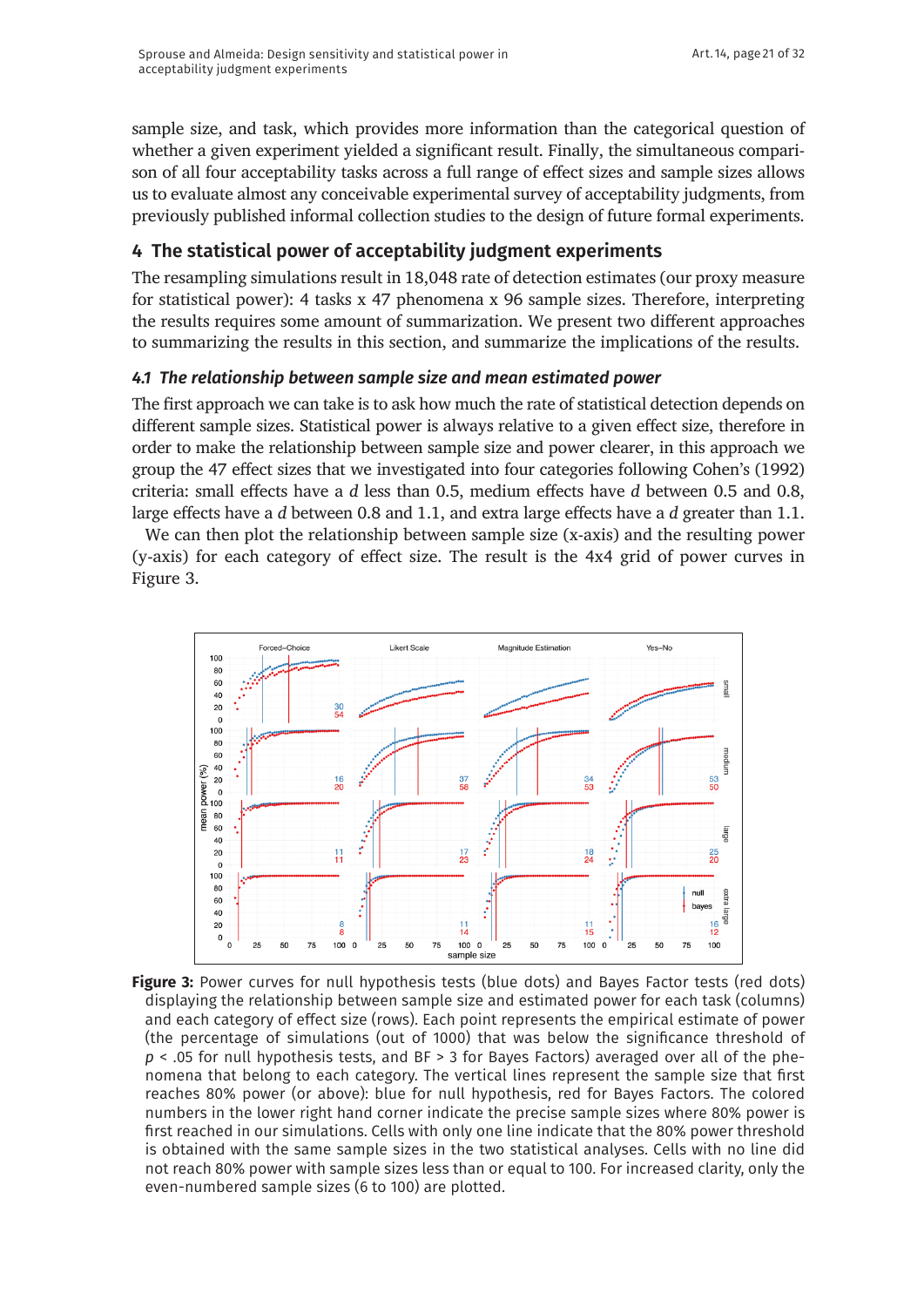sample size, and task, which provides more information than the categorical question of whether a given experiment yielded a significant result. Finally, the simultaneous comparison of all four acceptability tasks across a full range of effect sizes and sample sizes allows us to evaluate almost any conceivable experimental survey of acceptability judgments, from previously published informal collection studies to the design of future formal experiments.

## 4 The statistical power of acceptability judgment experiments

The resampling simulations result in 18,048 rate of detection estimates (our proxy measure for statistical power): 4 tasks x 47 phenomena x 96 sample sizes. Therefore, interpreting the results requires some amount of summarization. We present two different approaches to summarizing the results in this section, and summarize the implications of the results.

### *4.1 The relationship between sample size and mean estimated power*

The first approach we can take is to ask how much the rate of statistical detection depends on different sample sizes. Statistical power is always relative to a given effect size, therefore in order to make the relationship between sample size and power clearer, in this approach we group the 47 effect sizes that we investigated into four categories following Cohen's (1992) criteria: small effects have a *d* less than 0.5, medium effects have *d* between 0.5 and 0.8, large effects have a *d* between 0.8 and 1.1, and extra large effects have a *d* greater than 1.1.

We can then plot the relationship between sample size (x-axis) and the resulting power (y-axis) for each category of effect size. The result is the 4x4 grid of power curves in Figure 3.

**Figure 3:** Power curves for null hypothesis tests (blue dots) and Bayes Factor tests (red dots) displaying the relationship between sample size and estimated power for each task (columns) and each category of effect size (rows). Each point represents the empirical estimate of power (the percentage of simulations (out of 1000) that was below the significance threshold of $p < .05$ for null hypothesis tests, and BF > 3 for Bayes Factors) averaged over all of the phenomena that belong to each category. The vertical lines represent the sample size that first reaches 80% power (or above): blue for null hypothesis, red for Bayes Factors. The colored numbers in the lower right hand corner indicate the precise sample sizes where 80% power is first reached in our simulations. Cells with only one line indicate that the 80% power threshold is obtained with the same sample sizes in the two statistical analyses. Cells with no line did not reach 80% power with sample sizes less than or equal to 100. For increased clarity, only the even-numbered sample sizes (6 to 100) are plotted.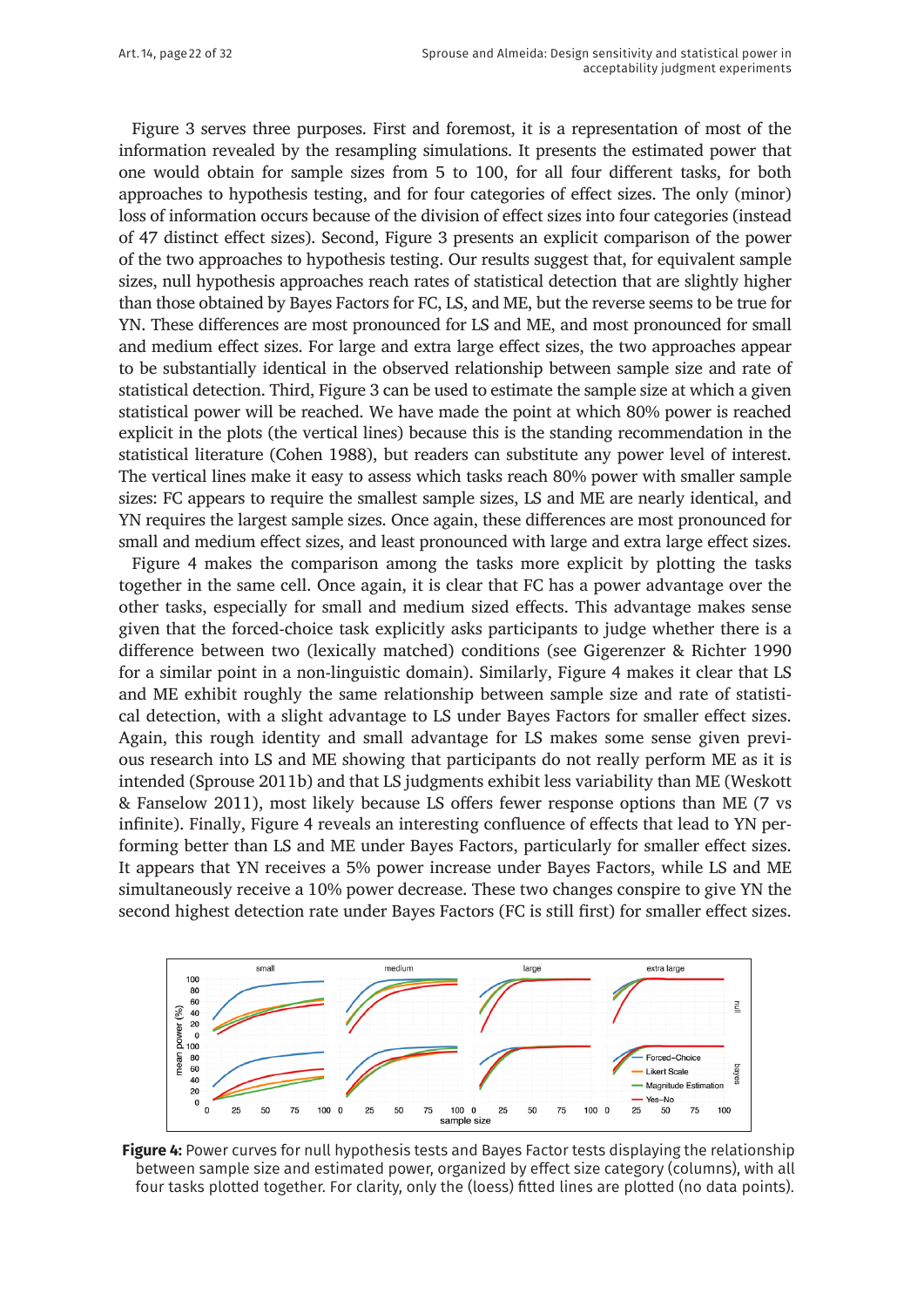Figure 3 serves three purposes. First and foremost, it is a representation of most of the information revealed by the resampling simulations. It presents the estimated power that one would obtain for sample sizes from 5 to 100, for all four different tasks, for both approaches to hypothesis testing, and for four categories of effect sizes. The only (minor) loss of information occurs because of the division of effect sizes into four categories (instead of 47 distinct effect sizes). Second, Figure 3 presents an explicit comparison of the power of the two approaches to hypothesis testing. Our results suggest that, for equivalent sample sizes, null hypothesis approaches reach rates of statistical detection that are slightly higher than those obtained by Bayes Factors for FC, LS, and ME, but the reverse seems to be true for YN. These differences are most pronounced for LS and ME, and most pronounced for small and medium effect sizes. For large and extra large effect sizes, the two approaches appear to be substantially identical in the observed relationship between sample size and rate of statistical detection. Third, Figure 3 can be used to estimate the sample size at which a given statistical power will be reached. We have made the point at which 80% power is reached explicit in the plots (the vertical lines) because this is the standing recommendation in the statistical literature (Cohen 1988), but readers can substitute any power level of interest. The vertical lines make it easy to assess which tasks reach 80% power with smaller sample sizes: FC appears to require the smallest sample sizes, LS and ME are nearly identical, and YN requires the largest sample sizes. Once again, these differences are most pronounced for small and medium effect sizes, and least pronounced with large and extra large effect sizes.

Figure 4 makes the comparison among the tasks more explicit by plotting the tasks together in the same cell. Once again, it is clear that FC has a power advantage over the other tasks, especially for small and medium sized effects. This advantage makes sense given that the forced-choice task explicitly asks participants to judge whether there is a difference between two (lexically matched) conditions (see Gigerenzer & Richter 1990 for a similar point in a non-linguistic domain). Similarly, Figure 4 makes it clear that LS and ME exhibit roughly the same relationship between sample size and rate of statistical detection, with a slight advantage to LS under Bayes Factors for smaller effect sizes. Again, this rough identity and small advantage for LS makes some sense given previous research into LS and ME showing that participants do not really perform ME as it is intended (Sprouse 2011b) and that LS judgments exhibit less variability than ME (Weskott & Fanselow 2011), most likely because LS offers fewer response options than ME (7 vs infinite). Finally, Figure 4 reveals an interesting confluence of effects that lead to YN performing better than LS and ME under Bayes Factors, particularly for smaller effect sizes. It appears that YN receives a 5% power increase under Bayes Factors, while LS and ME simultaneously receive a 10% power decrease. These two changes conspire to give YN the second highest detection rate under Bayes Factors (FC is still first) for smaller effect sizes.

**Figure 4:** Power curves for null hypothesis tests and Bayes Factor tests displaying the relationship between sample size and estimated power, organized by effect size category (columns), with all four tasks plotted together. For clarity, only the (loess) fitted lines are plotted (no data points).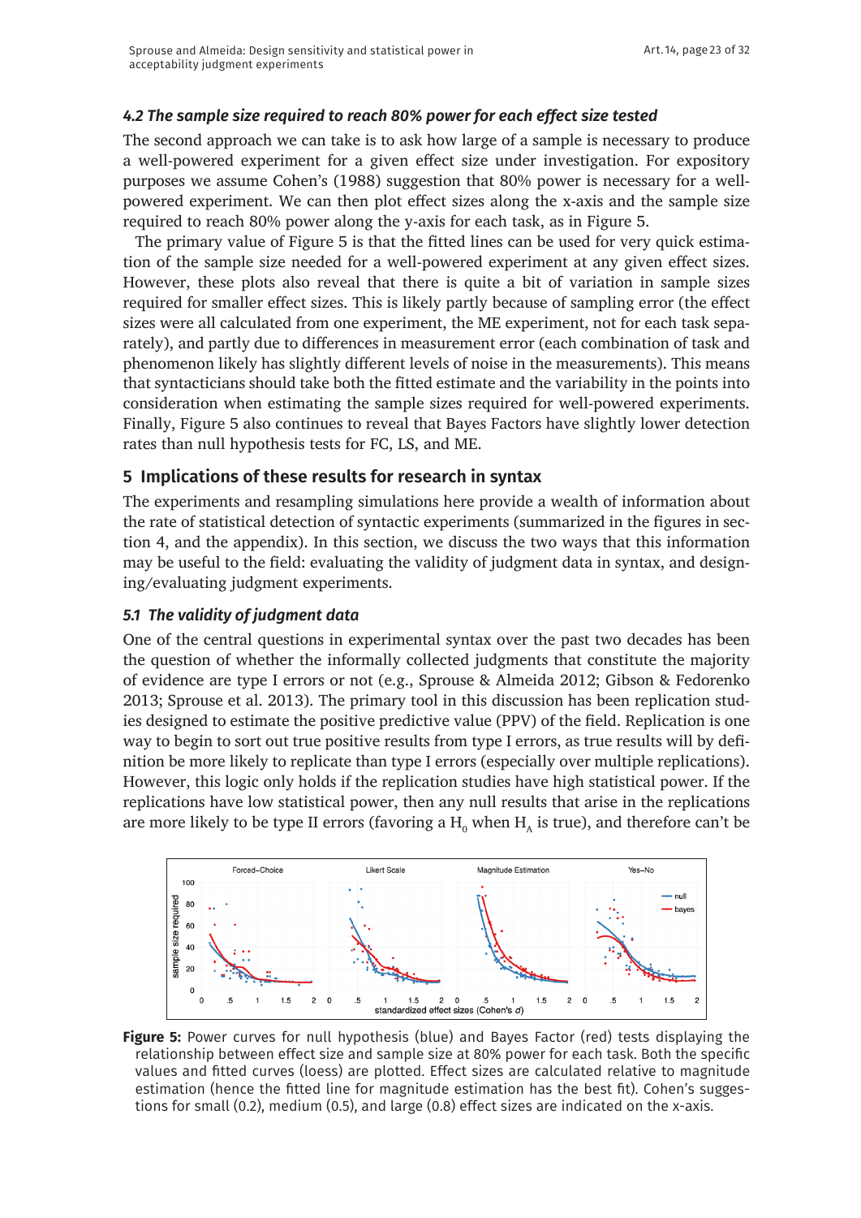### 4.2 The sample size required to reach 80% power for each effect size tested

The second approach we can take is to ask how large of a sample is necessary to produce a well-powered experiment for a given effect size under investigation. For expository purposes we assume Cohen's (1988) suggestion that 80% power is necessary for a well-powered experiment. We can then plot effect sizes along the x-axis and the sample size required to reach 80% power along the y-axis for each task, as in Figure 5.

The primary value of Figure 5 is that the fitted lines can be used for very quick estimation of the sample size needed for a well-powered experiment at any given effect sizes. However, these plots also reveal that there is quite a bit of variation in sample sizes required for smaller effect sizes. This is likely partly because of sampling error (the effect sizes were all calculated from one experiment, the ME experiment, not for each task separately), and partly due to differences in measurement error (each combination of task and phenomenon likely has slightly different levels of noise in the measurements). This means that syntacticians should take both the fitted estimate and the variability in the points into consideration when estimating the sample sizes required for well-powered experiments. Finally, Figure 5 also continues to reveal that Bayes Factors have slightly lower detection rates than null hypothesis tests for FC, LS, and ME.

## 5 Implications of these results for research in syntax

The experiments and resampling simulations here provide a wealth of information about the rate of statistical detection of syntactic experiments (summarized in the figures in section 4, and the appendix). In this section, we discuss the two ways that this information may be useful to the field: evaluating the validity of judgment data in syntax, and designing/evaluating judgment experiments.

### 5.1 The validity of judgment data

One of the central questions in experimental syntax over the past two decades has been the question of whether the informally collected judgments that constitute the majority of evidence are type I errors or not (e.g., Sprouse & Almeida 2012; Gibson & Fedorenko 2013; Sprouse et al. 2013). The primary tool in this discussion has been replication studies designed to estimate the positive predictive value (PPV) of the field. Replication is one way to begin to sort out true positive results from type I errors, as true results will by definition be more likely to replicate than type I errors (especially over multiple replications). However, this logic only holds if the replication studies have high statistical power. If the replications have low statistical power, then any null results that arise in the replications are more likely to be type II errors (favoring a $H_0$ when $H_A$ is true), and therefore can't be

**Figure 5:** Power curves for null hypothesis (blue) and Bayes Factor (red) tests displaying the relationship between effect size and sample size at 80% power for each task. Both the specific values and fitted curves (loess) are plotted. Effect sizes are calculated relative to magnitude estimation (hence the fitted line for magnitude estimation has the best fit). Cohen's suggestions for small (0.2), medium (0.5), and large (0.8) effect sizes are indicated on the x-axis.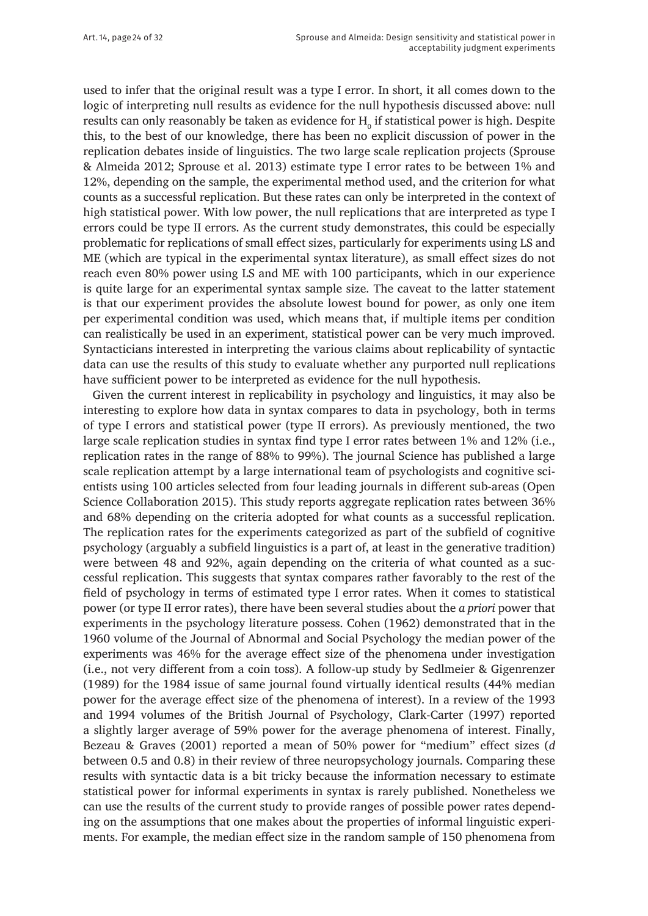used to infer that the original result was a type I error. In short, it all comes down to the logic of interpreting null results as evidence for the null hypothesis discussed above: null results can only reasonably be taken as evidence for $H_0$ if statistical power is high. Despite this, to the best of our knowledge, there has been no explicit discussion of power in the replication debates inside of linguistics. The two large scale replication projects (Sprouse & Almeida 2012; Sprouse et al. 2013) estimate type I error rates to be between 1% and 12%, depending on the sample, the experimental method used, and the criterion for what counts as a successful replication. But these rates can only be interpreted in the context of high statistical power. With low power, the null replications that are interpreted as type I errors could be type II errors. As the current study demonstrates, this could be especially problematic for replications of small effect sizes, particularly for experiments using LS and ME (which are typical in the experimental syntax literature), as small effect sizes do not reach even 80% power using LS and ME with 100 participants, which in our experience is quite large for an experimental syntax sample size. The caveat to the latter statement is that our experiment provides the absolute lowest bound for power, as only one item per experimental condition was used, which means that, if multiple items per condition can realistically be used in an experiment, statistical power can be very much improved. Syntacticians interested in interpreting the various claims about replicability of syntactic data can use the results of this study to evaluate whether any purported null replications have sufficient power to be interpreted as evidence for the null hypothesis.

Given the current interest in replicability in psychology and linguistics, it may also be interesting to explore how data in syntax compares to data in psychology, both in terms of type I errors and statistical power (type II errors). As previously mentioned, the two large scale replication studies in syntax find type I error rates between 1% and 12% (i.e., replication rates in the range of 88% to 99%). The journal Science has published a large scale replication attempt by a large international team of psychologists and cognitive scientists using 100 articles selected from four leading journals in different sub-areas (Open Science Collaboration 2015). This study reports aggregate replication rates between 36% and 68% depending on the criteria adopted for what counts as a successful replication. The replication rates for the experiments categorized as part of the subfield of cognitive psychology (arguably a subfield linguistics is a part of, at least in the generative tradition) were between 48 and 92%, again depending on the criteria of what counted as a successful replication. This suggests that syntax compares rather favorably to the rest of the field of psychology in terms of estimated type I error rates. When it comes to statistical power (or type II error rates), there have been several studies about the *a priori* power that experiments in the psychology literature possess. Cohen (1962) demonstrated that in the 1960 volume of the Journal of Abnormal and Social Psychology the median power of the experiments was 46% for the average effect size of the phenomena under investigation (i.e., not very different from a coin toss). A follow-up study by Sedlmeier & Gigenrenzer (1989) for the 1984 issue of same journal found virtually identical results (44% median power for the average effect size of the phenomena of interest). In a review of the 1993 and 1994 volumes of the British Journal of Psychology, Clark-Carter (1997) reported a slightly larger average of 59% power for the average phenomena of interest. Finally, Bezeau & Graves (2001) reported a mean of 50% power for "medium" effect sizes (*d* between 0.5 and 0.8) in their review of three neuropsychology journals. Comparing these results with syntactic data is a bit tricky because the information necessary to estimate statistical power for informal experiments in syntax is rarely published. Nonetheless we can use the results of the current study to provide ranges of possible power rates depending on the assumptions that one makes about the properties of informal linguistic experiments. For example, the median effect size in the random sample of 150 phenomena from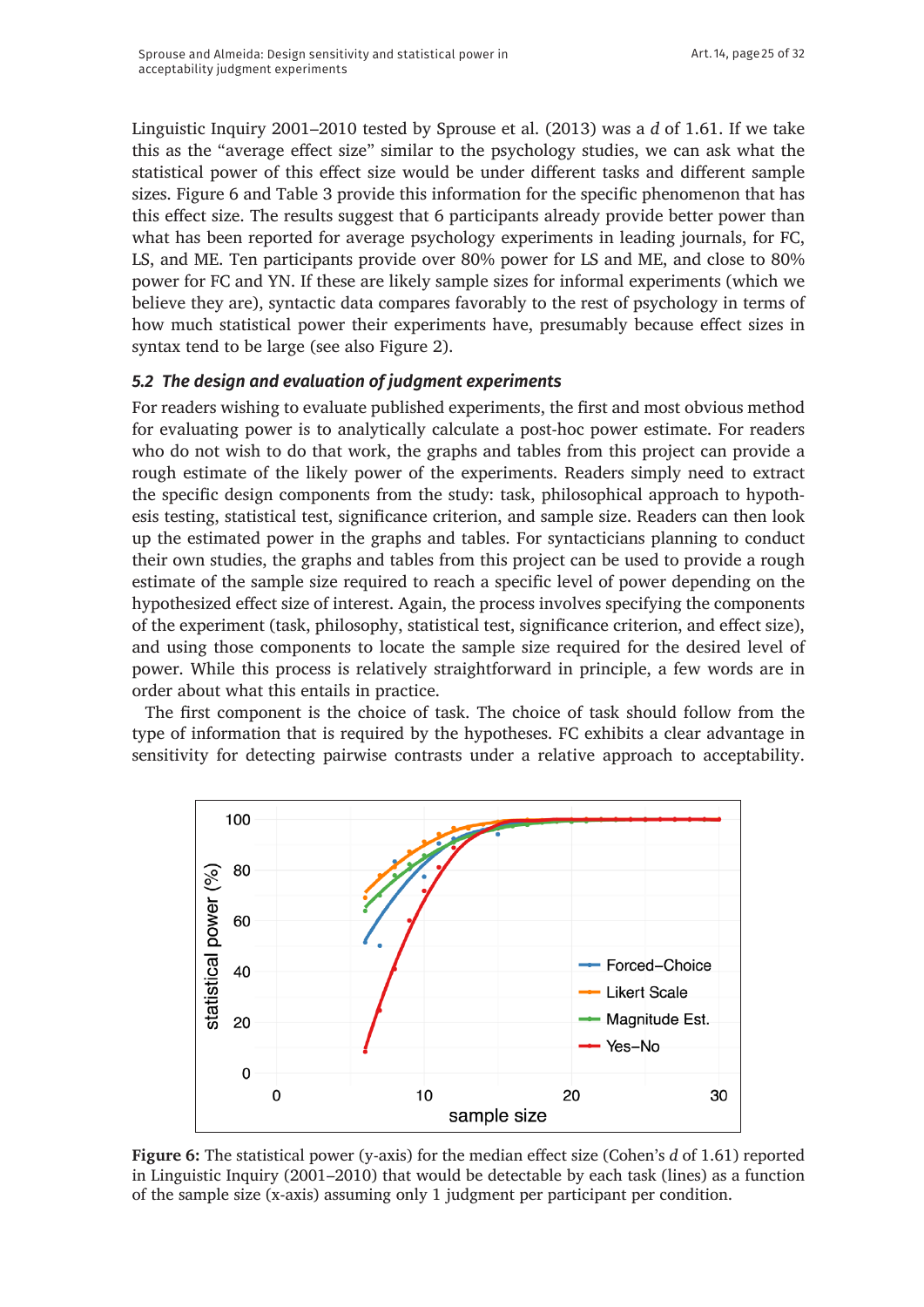Linguistic Inquiry 2001–2010 tested by Sprouse et al. (2013) was a *d* of 1.61. If we take this as the "average effect size" similar to the psychology studies, we can ask what the statistical power of this effect size would be under different tasks and different sample sizes. Figure 6 and Table 3 provide this information for the specific phenomenon that has this effect size. The results suggest that 6 participants already provide better power than what has been reported for average psychology experiments in leading journals, for FC, LS, and ME. Ten participants provide over 80% power for LS and ME, and close to 80% power for FC and YN. If these are likely sample sizes for informal experiments (which we believe they are), syntactic data compares favorably to the rest of psychology in terms of how much statistical power their experiments have, presumably because effect sizes in syntax tend to be large (see also Figure 2).

### *5.2 The design and evaluation of judgment experiments*

For readers wishing to evaluate published experiments, the first and most obvious method for evaluating power is to analytically calculate a post-hoc power estimate. For readers who do not wish to do that work, the graphs and tables from this project can provide a rough estimate of the likely power of the experiments. Readers simply need to extract the specific design components from the study: task, philosophical approach to hypothesis testing, statistical test, significance criterion, and sample size. Readers can then look up the estimated power in the graphs and tables. For syntacticians planning to conduct their own studies, the graphs and tables from this project can be used to provide a rough estimate of the sample size required to reach a specific level of power depending on the hypothesized effect size of interest. Again, the process involves specifying the components of the experiment (task, philosophy, statistical test, significance criterion, and effect size), and using those components to locate the sample size required for the desired level of power. While this process is relatively straightforward in principle, a few words are in order about what this entails in practice.

The first component is the choice of task. The choice of task should follow from the type of information that is required by the hypotheses. FC exhibits a clear advantage in sensitivity for detecting pairwise contrasts under a relative approach to acceptability.

**Figure 6:** The statistical power (y-axis) for the median effect size (Cohen's *d* of 1.61) reported in Linguistic Inquiry (2001–2010) that would be detectable by each task (lines) as a function of the sample size (x-axis) assuming only 1 judgment per participant per condition.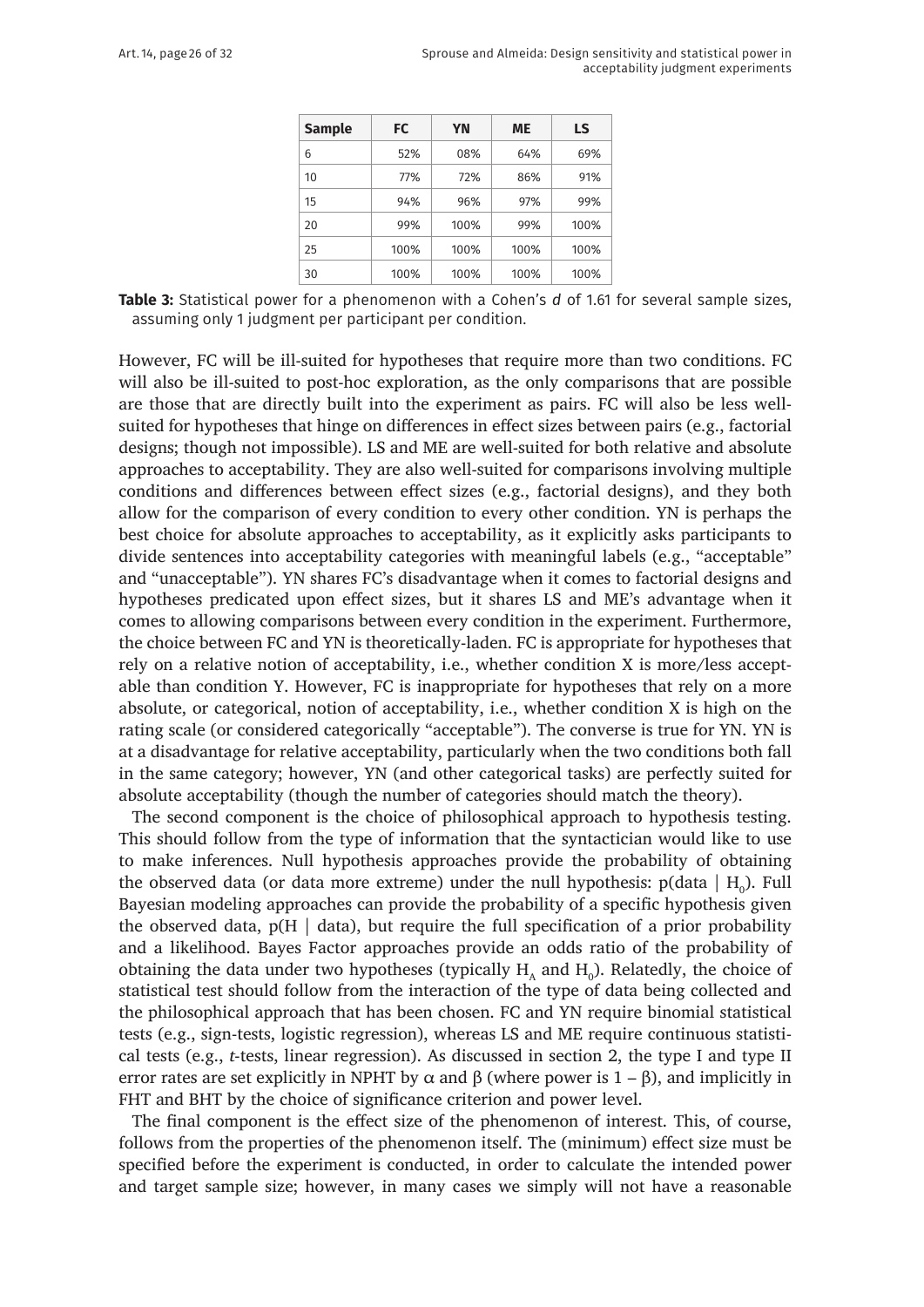| Sample | FC | YN | ME | LS |
|---|---|---|---|---|
| 6 | 52% | 08% | 64% | 69% |
| 10 | 77% | 72% | 86% | 91% |
| 15 | 94% | 96% | 97% | 99% |
| 20 | 99% | 100% | 99% | 100% |
| 25 | 100% | 100% | 100% | 100% |
| 30 | 100% | 100% | 100% | 100% |

**Table 3:** Statistical power for a phenomenon with a Cohen's *d* of 1.61 for several sample sizes, assuming only 1 judgment per participant per condition.

However, FC will be ill-suited for hypotheses that require more than two conditions. FC will also be ill-suited to post-hoc exploration, as the only comparisons that are possible are those that are directly built into the experiment as pairs. FC will also be less well-suited for hypotheses that hinge on differences in effect sizes between pairs (e.g., factorial designs; though not impossible). LS and ME are well-suited for both relative and absolute approaches to acceptability. They are also well-suited for comparisons involving multiple conditions and differences between effect sizes (e.g., factorial designs), and they both allow for the comparison of every condition to every other condition. YN is perhaps the best choice for absolute approaches to acceptability, as it explicitly asks participants to divide sentences into acceptability categories with meaningful labels (e.g., "acceptable" and "unacceptable"). YN shares FC's disadvantage when it comes to factorial designs and hypotheses predicated upon effect sizes, but it shares LS and ME's advantage when it comes to allowing comparisons between every condition in the experiment. Furthermore, the choice between FC and YN is theoretically-laden. FC is appropriate for hypotheses that rely on a relative notion of acceptability, i.e., whether condition X is more/less acceptable than condition Y. However, FC is inappropriate for hypotheses that rely on a more absolute, or categorical, notion of acceptability, i.e., whether condition X is high on the rating scale (or considered categorically "acceptable"). The converse is true for YN. YN is at a disadvantage for relative acceptability, particularly when the two conditions both fall in the same category; however, YN (and other categorical tasks) are perfectly suited for absolute acceptability (though the number of categories should match the theory).

The second component is the choice of philosophical approach to hypothesis testing. This should follow from the type of information that the syntactician would like to use to make inferences. Null hypothesis approaches provide the probability of obtaining the observed data (or data more extreme) under the null hypothesis: $p(\text{data} \mid H_0)$. Full Bayesian modeling approaches can provide the probability of a specific hypothesis given the observed data, $p(H \mid \text{data})$, but require the full specification of a prior probability and a likelihood. Bayes Factor approaches provide an odds ratio of the probability of obtaining the data under two hypotheses (typically $H_A$ and $H_0$). Relatedly, the choice of statistical test should follow from the interaction of the type of data being collected and the philosophical approach that has been chosen. FC and YN require binomial statistical tests (e.g., sign-tests, logistic regression), whereas LS and ME require continuous statistical tests (e.g., *t*-tests, linear regression). As discussed in section 2, the type I and type II error rates are set explicitly in NPHT by $\alpha$ and $\beta$ (where power is $1 - \beta$), and implicitly in FHT and BHT by the choice of significance criterion and power level.

The final component is the effect size of the phenomenon of interest. This, of course, follows from the properties of the phenomenon itself. The (minimum) effect size must be specified before the experiment is conducted, in order to calculate the intended power and target sample size; however, in many cases we simply will not have a reasonable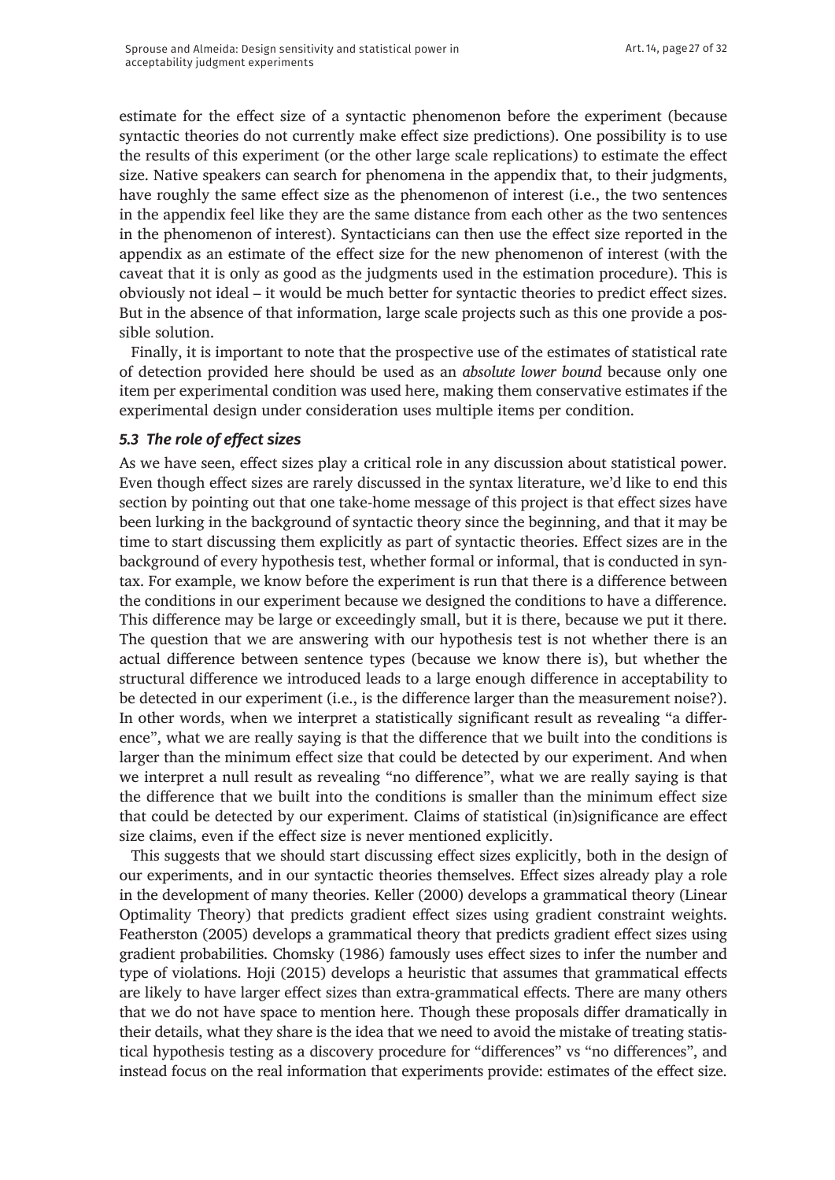estimate for the effect size of a syntactic phenomenon before the experiment (because syntactic theories do not currently make effect size predictions). One possibility is to use the results of this experiment (or the other large scale replications) to estimate the effect size. Native speakers can search for phenomena in the appendix that, to their judgments, have roughly the same effect size as the phenomenon of interest (i.e., the two sentences in the appendix feel like they are the same distance from each other as the two sentences in the phenomenon of interest). Syntacticians can then use the effect size reported in the appendix as an estimate of the effect size for the new phenomenon of interest (with the caveat that it is only as good as the judgments used in the estimation procedure). This is obviously not ideal – it would be much better for syntactic theories to predict effect sizes. But in the absence of that information, large scale projects such as this one provide a possible solution.

Finally, it is important to note that the prospective use of the estimates of statistical rate of detection provided here should be used as an *absolute lower bound* because only one item per experimental condition was used here, making them conservative estimates if the experimental design under consideration uses multiple items per condition.

### *5.3 The role of effect sizes*

As we have seen, effect sizes play a critical role in any discussion about statistical power. Even though effect sizes are rarely discussed in the syntax literature, we'd like to end this section by pointing out that one take-home message of this project is that effect sizes have been lurking in the background of syntactic theory since the beginning, and that it may be time to start discussing them explicitly as part of syntactic theories. Effect sizes are in the background of every hypothesis test, whether formal or informal, that is conducted in syntax. For example, we know before the experiment is run that there is a difference between the conditions in our experiment because we designed the conditions to have a difference. This difference may be large or exceedingly small, but it is there, because we put it there. The question that we are answering with our hypothesis test is not whether there is an actual difference between sentence types (because we know there is), but whether the structural difference we introduced leads to a large enough difference in acceptability to be detected in our experiment (i.e., is the difference larger than the measurement noise?). In other words, when we interpret a statistically significant result as revealing "a difference", what we are really saying is that the difference that we built into the conditions is larger than the minimum effect size that could be detected by our experiment. And when we interpret a null result as revealing "no difference", what we are really saying is that the difference that we built into the conditions is smaller than the minimum effect size that could be detected by our experiment. Claims of statistical (in)significance are effect size claims, even if the effect size is never mentioned explicitly.

This suggests that we should start discussing effect sizes explicitly, both in the design of our experiments, and in our syntactic theories themselves. Effect sizes already play a role in the development of many theories. Keller (2000) develops a grammatical theory (Linear Optimality Theory) that predicts gradient effect sizes using gradient constraint weights. Featherston (2005) develops a grammatical theory that predicts gradient effect sizes using gradient probabilities. Chomsky (1986) famously uses effect sizes to infer the number and type of violations. Hoji (2015) develops a heuristic that assumes that grammatical effects are likely to have larger effect sizes than extra-grammatical effects. There are many others that we do not have space to mention here. Though these proposals differ dramatically in their details, what they share is the idea that we need to avoid the mistake of treating statistical hypothesis testing as a discovery procedure for "differences" vs "no differences", and instead focus on the real information that experiments provide: estimates of the effect size.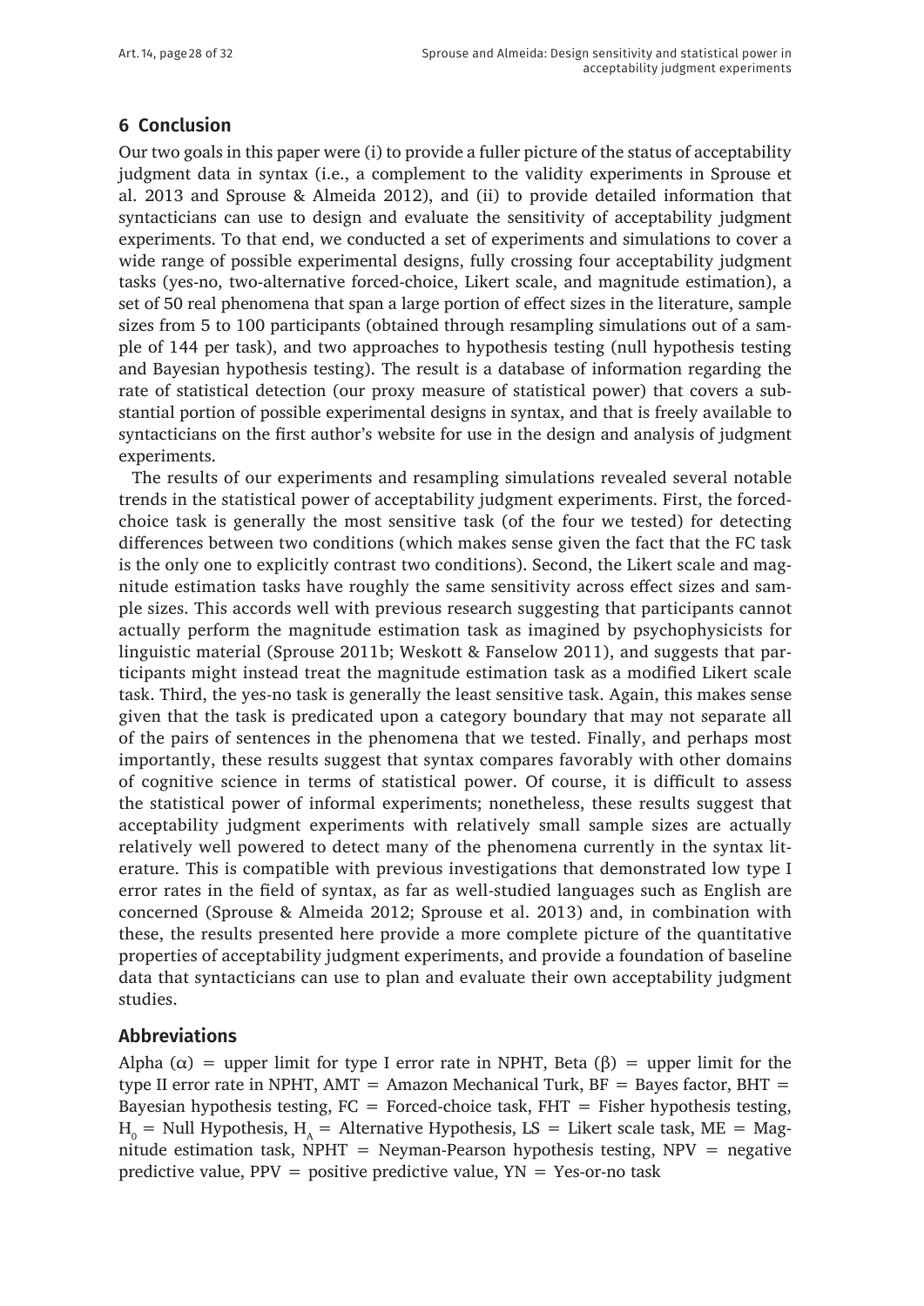## 6 Conclusion

Our two goals in this paper were (i) to provide a fuller picture of the status of acceptability judgment data in syntax (i.e., a complement to the validity experiments in Sprouse et al. 2013 and Sprouse & Almeida 2012), and (ii) to provide detailed information that syntacticians can use to design and evaluate the sensitivity of acceptability judgment experiments. To that end, we conducted a set of experiments and simulations to cover a wide range of possible experimental designs, fully crossing four acceptability judgment tasks (yes-no, two-alternative forced-choice, Likert scale, and magnitude estimation), a set of 50 real phenomena that span a large portion of effect sizes in the literature, sample sizes from 5 to 100 participants (obtained through resampling simulations out of a sample of 144 per task), and two approaches to hypothesis testing (null hypothesis testing and Bayesian hypothesis testing). The result is a database of information regarding the rate of statistical detection (our proxy measure of statistical power) that covers a substantial portion of possible experimental designs in syntax, and that is freely available to syntacticians on the first author's website for use in the design and analysis of judgment experiments.

The results of our experiments and resampling simulations revealed several notable trends in the statistical power of acceptability judgment experiments. First, the forced-choice task is generally the most sensitive task (of the four we tested) for detecting differences between two conditions (which makes sense given the fact that the FC task is the only one to explicitly contrast two conditions). Second, the Likert scale and magnitude estimation tasks have roughly the same sensitivity across effect sizes and sample sizes. This accords well with previous research suggesting that participants cannot actually perform the magnitude estimation task as imagined by psychophysicists for linguistic material (Sprouse 2011b; Weskott & Fanselow 2011), and suggests that participants might instead treat the magnitude estimation task as a modified Likert scale task. Third, the yes-no task is generally the least sensitive task. Again, this makes sense given that the task is predicated upon a category boundary that may not separate all of the pairs of sentences in the phenomena that we tested. Finally, and perhaps most importantly, these results suggest that syntax compares favorably with other domains of cognitive science in terms of statistical power. Of course, it is difficult to assess the statistical power of informal experiments; nonetheless, these results suggest that acceptability judgment experiments with relatively small sample sizes are actually relatively well powered to detect many of the phenomena currently in the syntax literature. This is compatible with previous investigations that demonstrated low type I error rates in the field of syntax, as far as well-studied languages such as English are concerned (Sprouse & Almeida 2012; Sprouse et al. 2013) and, in combination with these, the results presented here provide a more complete picture of the quantitative properties of acceptability judgment experiments, and provide a foundation of baseline data that syntacticians can use to plan and evaluate their own acceptability judgment studies.

## Abbreviations

Alpha ($\alpha$) = upper limit for type I error rate in NPHT, Beta ($\beta$) = upper limit for the type II error rate in NPHT, AMT = Amazon Mechanical Turk, BF = Bayes factor, BHT = Bayesian hypothesis testing, FC = Forced-choice task, FHT = Fisher hypothesis testing, $H_0$ = Null Hypothesis, $H_A$ = Alternative Hypothesis, LS = Likert scale task, ME = Magnitude estimation task, NPHT = Neyman-Pearson hypothesis testing, NPV = negative predictive value, PPV = positive predictive value, YN = Yes-or-no task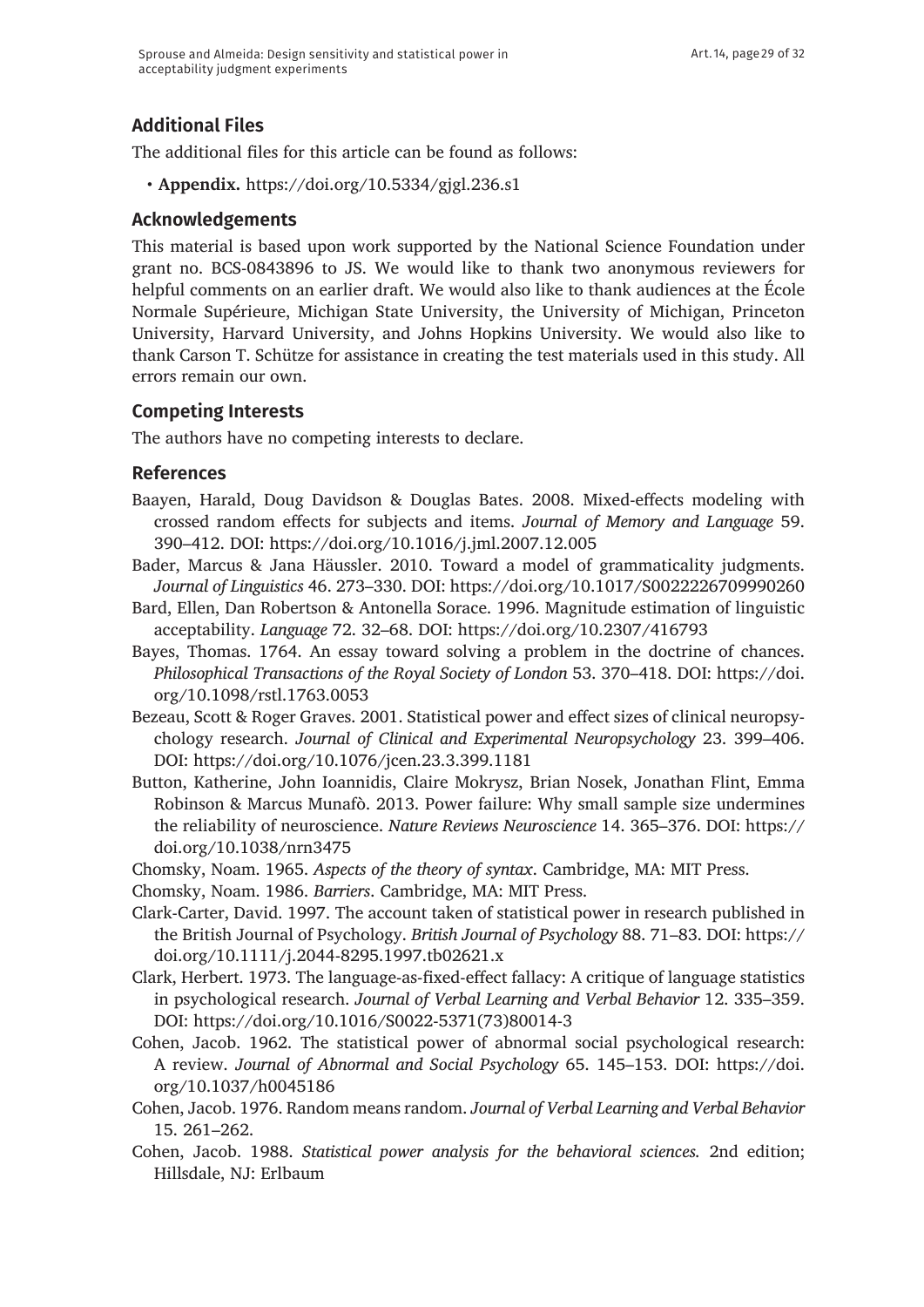## Additional Files

The additional files for this article can be found as follows:

- **Appendix.** https://doi.org/10.5334/gjgl.236.s1

## Acknowledgements

This material is based upon work supported by the National Science Foundation under grant no. BCS-0843896 to JS. We would like to thank two anonymous reviewers for helpful comments on an earlier draft. We would also like to thank audiences at the École Normale Supérieure, Michigan State University, the University of Michigan, Princeton University, Harvard University, and Johns Hopkins University. We would also like to thank Carson T. Schütze for assistance in creating the test materials used in this study. All errors remain our own.

## Competing Interests

The authors have no competing interests to declare.

## References

Baayen, Harald, Doug Davidson & Douglas Bates. 2008. Mixed-effects modeling with crossed random effects for subjects and items. *Journal of Memory and Language* 59. 390–412. DOI: https://doi.org/10.1016/j.jml.2007.12.005

Bader, Marcus & Jana Häussler. 2010. Toward a model of grammaticality judgments. *Journal of Linguistics* 46. 273–330. DOI: https://doi.org/10.1017/S0022226709990260

Bard, Ellen, Dan Robertson & Antonella Sorace. 1996. Magnitude estimation of linguistic acceptability. *Language* 72. 32–68. DOI: https://doi.org/10.2307/416793

Bayes, Thomas. 1764. An essay toward solving a problem in the doctrine of chances. *Philosophical Transactions of the Royal Society of London* 53. 370–418. DOI: https://doi.org/10.1098/rstl.1763.0053

Bezeau, Scott & Roger Graves. 2001. Statistical power and effect sizes of clinical neuropsychology research. *Journal of Clinical and Experimental Neuropsychology* 23. 399–406. DOI: https://doi.org/10.1076/jcen.23.3.399.1181

Button, Katherine, John Ioannidis, Claire Mokrysz, Brian Nosek, Jonathan Flint, Emma Robinson & Marcus Munafò. 2013. Power failure: Why small sample size undermines the reliability of neuroscience. *Nature Reviews Neuroscience* 14. 365–376. DOI: https://doi.org/10.1038/nrn3475

Chomsky, Noam. 1965. *Aspects of the theory of syntax*. Cambridge, MA: MIT Press.

Chomsky, Noam. 1986. *Barriers*. Cambridge, MA: MIT Press.

Clark-Carter, David. 1997. The account taken of statistical power in research published in the British Journal of Psychology. *British Journal of Psychology* 88. 71–83. DOI: https://doi.org/10.1111/j.2044-8295.1997.tb02621.x

Clark, Herbert. 1973. The language-as-fixed-effect fallacy: A critique of language statistics in psychological research. *Journal of Verbal Learning and Verbal Behavior* 12. 335–359. DOI: https://doi.org/10.1016/S0022-5371(73)80014-3

Cohen, Jacob. 1962. The statistical power of abnormal social psychological research: A review. *Journal of Abnormal and Social Psychology* 65. 145–153. DOI: https://doi.org/10.1037/h0045186

Cohen, Jacob. 1976. Random means random. *Journal of Verbal Learning and Verbal Behavior* 15. 261–262.

Cohen, Jacob. 1988. *Statistical power analysis for the behavioral sciences.* 2nd edition; Hillsdale, NJ: Erlbaum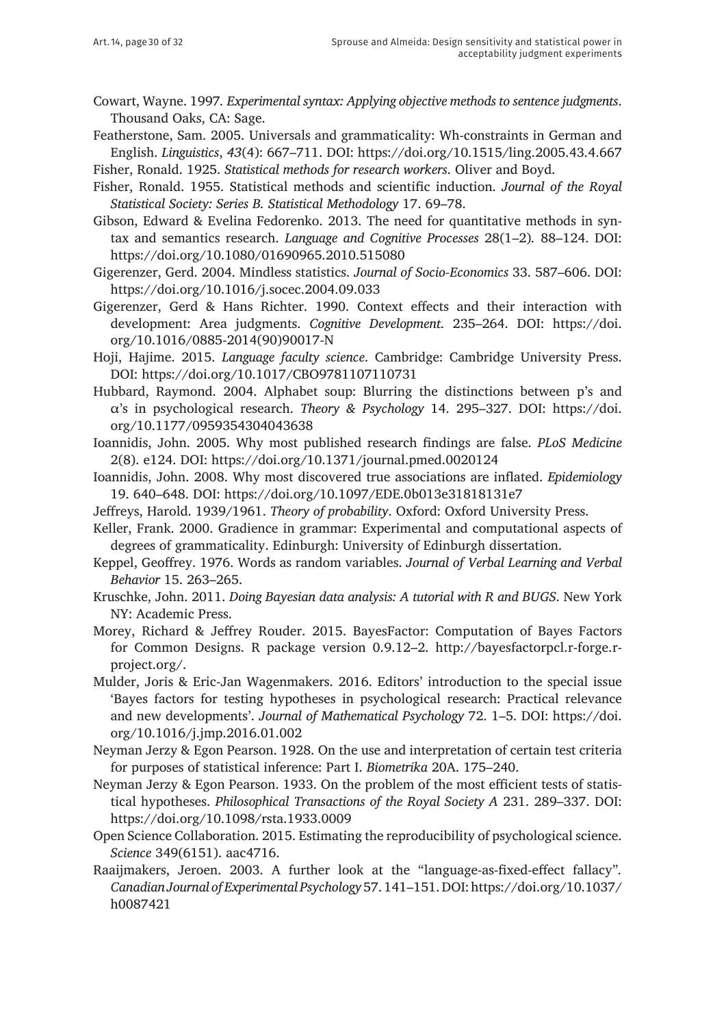Cowart, Wayne. 1997. *Experimental syntax: Applying objective methods to sentence judgments*. Thousand Oaks, CA: Sage.

Featherstone, Sam. 2005. Universals and grammaticality: Wh-constraints in German and English. *Linguistics*, *43*(4): 667–711. DOI: https://doi.org/10.1515/ling.2005.43.4.667

Fisher, Ronald. 1925. *Statistical methods for research workers*. Oliver and Boyd.

Fisher, Ronald. 1955. Statistical methods and scientific induction. *Journal of the Royal Statistical Society: Series B. Statistical Methodology* 17. 69–78.

Gibson, Edward & Evelina Fedorenko. 2013. The need for quantitative methods in syntax and semantics research. *Language and Cognitive Processes* 28(1–2). 88–124. DOI: https://doi.org/10.1080/01690965.2010.515080

Gigerenzer, Gerd. 2004. Mindless statistics. *Journal of Socio-Economics* 33. 587–606. DOI: https://doi.org/10.1016/j.socec.2004.09.033

Gigerenzer, Gerd & Hans Richter. 1990. Context effects and their interaction with development: Area judgments. *Cognitive Development*. 235–264. DOI: https://doi.org/10.1016/0885-2014(90)90017-N

Hoji, Hajime. 2015. *Language faculty science*. Cambridge: Cambridge University Press. DOI: https://doi.org/10.1017/CBO9781107110731

Hubbard, Raymond. 2004. Alphabet soup: Blurring the distinctions between p's and α's in psychological research. *Theory & Psychology* 14. 295–327. DOI: https://doi.org/10.1177/0959354304043638

Ioannidis, John. 2005. Why most published research findings are false. *PLoS Medicine* 2(8). e124. DOI: https://doi.org/10.1371/journal.pmed.0020124

Ioannidis, John. 2008. Why most discovered true associations are inflated. *Epidemiology* 19. 640–648. DOI: https://doi.org/10.1097/EDE.0b013e31818131e7

Jeffreys, Harold. 1939/1961. *Theory of probability*. Oxford: Oxford University Press.

Keller, Frank. 2000. Gradience in grammar: Experimental and computational aspects of degrees of grammaticality. Edinburgh: University of Edinburgh dissertation.

Keppel, Geoffrey. 1976. Words as random variables. *Journal of Verbal Learning and Verbal Behavior* 15. 263–265.

Kruschke, John. 2011. *Doing Bayesian data analysis: A tutorial with R and BUGS*. New York NY: Academic Press.

Morey, Richard & Jeffrey Rouder. 2015. BayesFactor: Computation of Bayes Factors for Common Designs. R package version 0.9.12–2. http://bayesfactorpcl.r-forge.r-project.org/.

Mulder, Joris & Eric-Jan Wagenmakers. 2016. Editors' introduction to the special issue 'Bayes factors for testing hypotheses in psychological research: Practical relevance and new developments'. *Journal of Mathematical Psychology* 72. 1–5. DOI: https://doi.org/10.1016/j.jmp.2016.01.002

Neyman Jerzy & Egon Pearson. 1928. On the use and interpretation of certain test criteria for purposes of statistical inference: Part I. *Biometrika* 20A. 175–240.

Neyman Jerzy & Egon Pearson. 1933. On the problem of the most efficient tests of statistical hypotheses. *Philosophical Transactions of the Royal Society A* 231. 289–337. DOI: https://doi.org/10.1098/rsta.1933.0009

Open Science Collaboration. 2015. Estimating the reproducibility of psychological science. *Science* 349(6151). aac4716.

Raaijmakers, Jeroen. 2003. A further look at the "language-as-fixed-effect fallacy". *Canadian Journal of Experimental Psychology* 57. 141–151. DOI: https://doi.org/10.1037/h0087421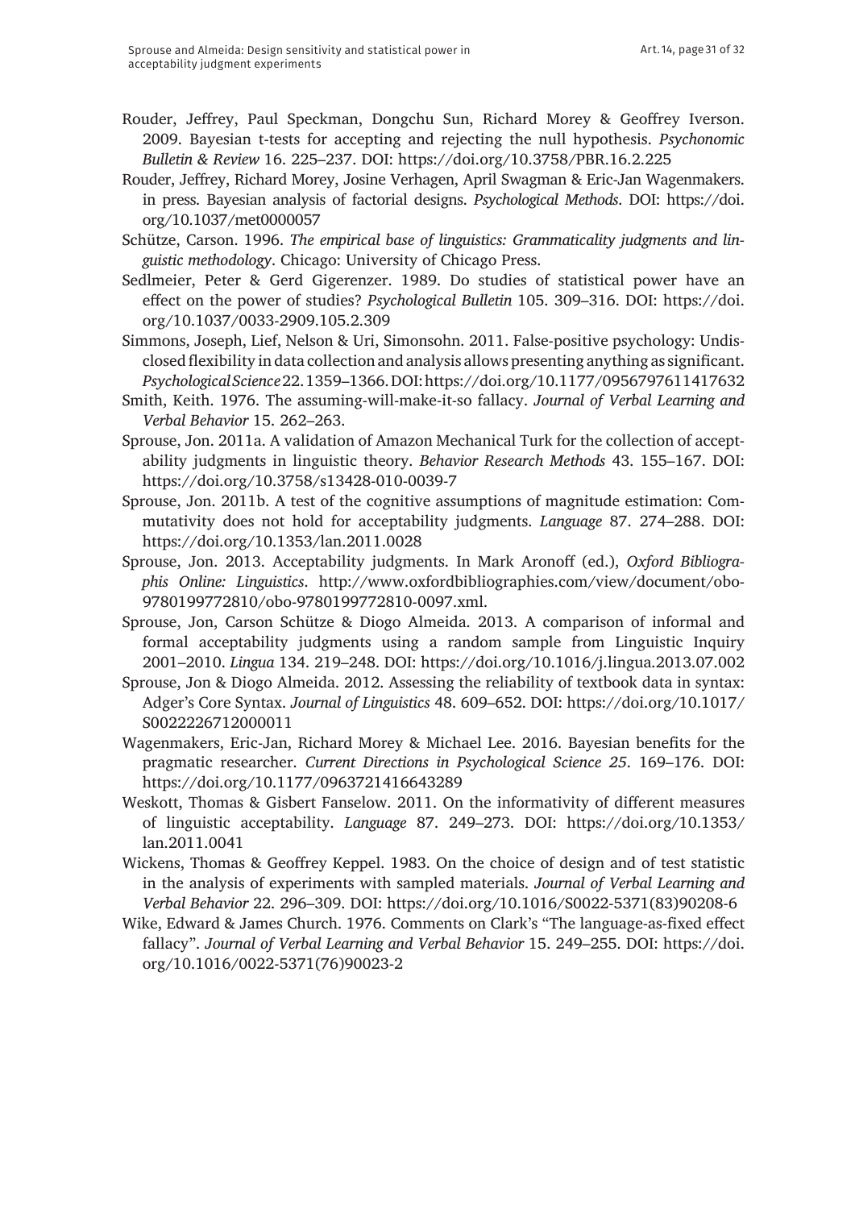Rouder, Jeffrey, Paul Speckman, Dongchu Sun, Richard Morey & Geoffrey Iverson. 2009. Bayesian t-tests for accepting and rejecting the null hypothesis. *Psychonomic Bulletin & Review* 16. 225–237. DOI: https://doi.org/10.3758/PBR.16.2.225

Rouder, Jeffrey, Richard Morey, Josine Verhagen, April Swagman & Eric-Jan Wagenmakers. in press. Bayesian analysis of factorial designs. *Psychological Methods*. DOI: https://doi.org/10.1037/met0000057

Schütze, Carson. 1996. *The empirical base of linguistics: Grammaticality judgments and linguistic methodology*. Chicago: University of Chicago Press.

Sedlmeier, Peter & Gerd Gigerenzer. 1989. Do studies of statistical power have an effect on the power of studies? *Psychological Bulletin* 105. 309–316. DOI: https://doi.org/10.1037/0033-2909.105.2.309

Simmons, Joseph, Lief, Nelson & Uri, Simonsohn. 2011. False-positive psychology: Undisclosed flexibility in data collection and analysis allows presenting anything as significant. *Psychological Science* 22. 1359–1366. DOI: https://doi.org/10.1177/0956797611417632

Smith, Keith. 1976. The assuming-will-make-it-so fallacy. *Journal of Verbal Learning and Verbal Behavior* 15. 262–263.

Sprouse, Jon. 2011a. A validation of Amazon Mechanical Turk for the collection of acceptability judgments in linguistic theory. *Behavior Research Methods* 43. 155–167. DOI: https://doi.org/10.3758/s13428-010-0039-7

Sprouse, Jon. 2011b. A test of the cognitive assumptions of magnitude estimation: Commutativity does not hold for acceptability judgments. *Language* 87. 274–288. DOI: https://doi.org/10.1353/lan.2011.0028

Sprouse, Jon. 2013. Acceptability judgments. In Mark Aronoff (ed.), *Oxford Bibliographis Online: Linguistics*. http://www.oxfordbibliographies.com/view/document/obo-9780199772810/obo-9780199772810-0097.xml.

Sprouse, Jon, Carson Schütze & Diogo Almeida. 2013. A comparison of informal and formal acceptability judgments using a random sample from Linguistic Inquiry 2001–2010. *Lingua* 134. 219–248. DOI: https://doi.org/10.1016/j.lingua.2013.07.002

Sprouse, Jon & Diogo Almeida. 2012. Assessing the reliability of textbook data in syntax: Adger's Core Syntax. *Journal of Linguistics* 48. 609–652. DOI: https://doi.org/10.1017/S0022226712000011

Wagenmakers, Eric-Jan, Richard Morey & Michael Lee. 2016. Bayesian benefits for the pragmatic researcher. *Current Directions in Psychological Science 25*. 169–176. DOI: https://doi.org/10.1177/0963721416643289

Weskott, Thomas & Gisbert Fanselow. 2011. On the informativity of different measures of linguistic acceptability. *Language* 87. 249–273. DOI: https://doi.org/10.1353/lan.2011.0041

Wickens, Thomas & Geoffrey Keppel. 1983. On the choice of design and of test statistic in the analysis of experiments with sampled materials. *Journal of Verbal Learning and Verbal Behavior* 22. 296–309. DOI: https://doi.org/10.1016/S0022-5371(83)90208-6

Wike, Edward & James Church. 1976. Comments on Clark's "The language-as-fixed effect fallacy". *Journal of Verbal Learning and Verbal Behavior* 15. 249–255. DOI: https://doi.org/10.1016/0022-5371(76)90023-2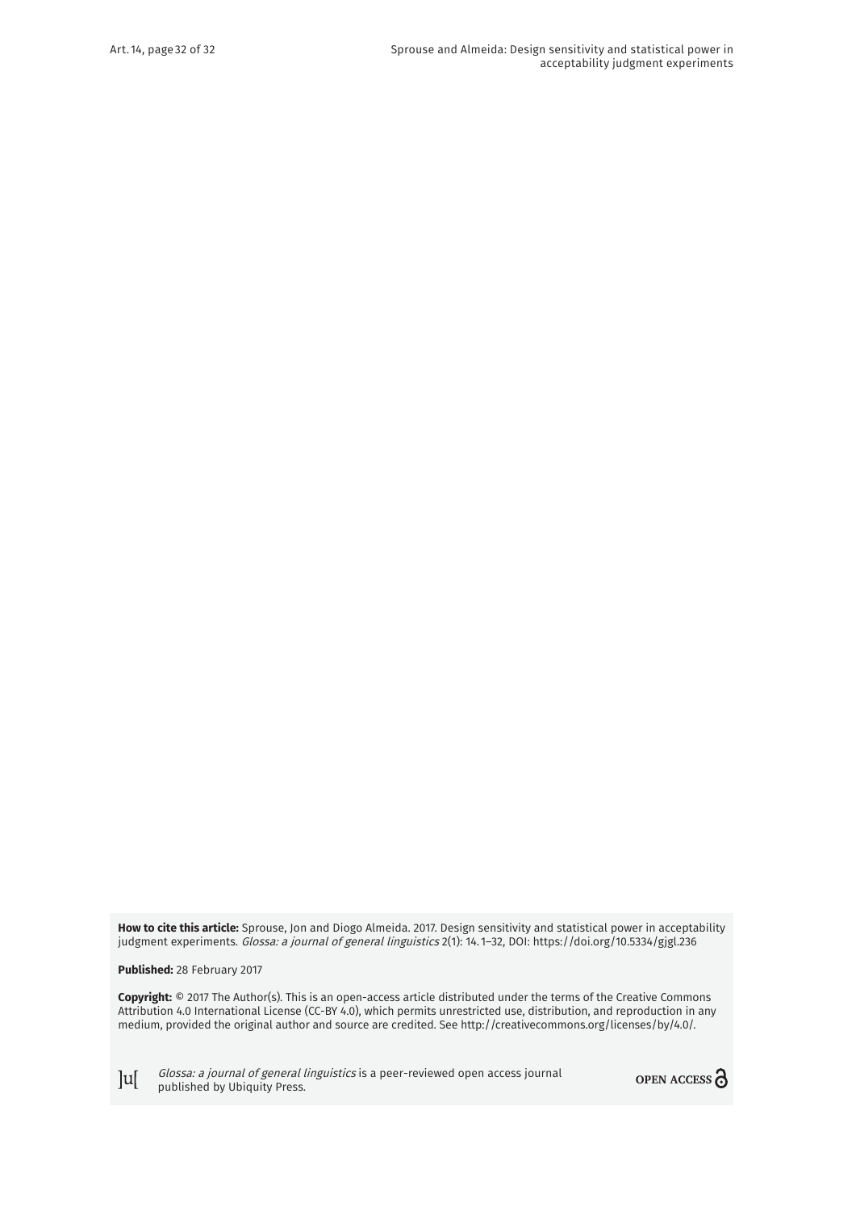**How to cite this article:** Sprouse, Jon and Diogo Almeida. 2017. Design sensitivity and statistical power in acceptability judgment experiments. *Glossa: a journal of general linguistics* 2(1): 14. 1–32, DOI: https://doi.org/10.5334/gjgl.236

**Published:** 28 February 2017

**Copyright:** © 2017 The Author(s). This is an open-access article distributed under the terms of the Creative Commons Attribution 4.0 International License (CC-BY 4.0), which permits unrestricted use, distribution, and reproduction in any medium, provided the original author and source are credited. See http://creativecommons.org/licenses/by/4.0/.

]u[ *Glossa: a journal of general linguistics* is a peer-reviewed open access journal published by Ubiquity Press.

OPEN ACCESS